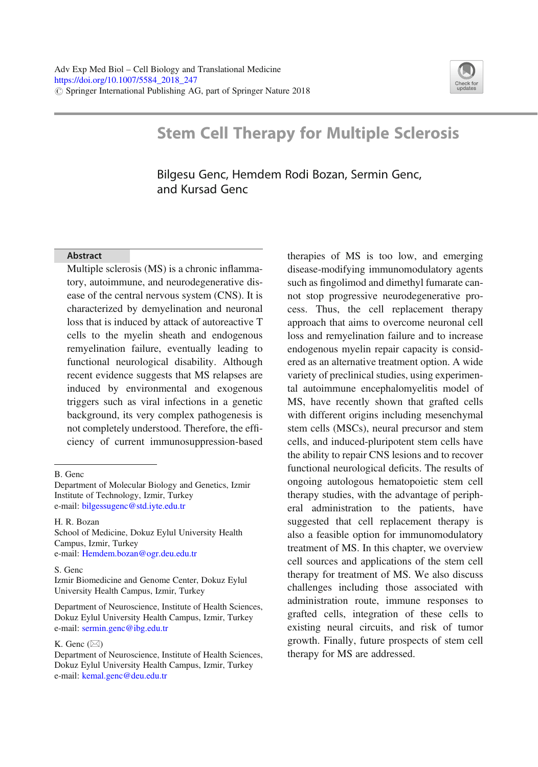Adv Exp Med Biol – Cell Biology and Translational Medicine
https://doi.org/10.1007/5584_2018_247
© Springer International Publishing AG, part of Springer Nature 2018

# Stem Cell Therapy for Multiple Sclerosis

Bilgesu Genc, Hemdem Rodi Bozan, Sermin Genc, and Kursad Genc

## Abstract

Multiple sclerosis (MS) is a chronic inflammatory, autoimmune, and neurodegenerative disease of the central nervous system (CNS). It is characterized by demyelination and neuronal loss that is induced by attack of autoreactive T cells to the myelin sheath and endogenous remyelination failure, eventually leading to functional neurological disability. Although recent evidence suggests that MS relapses are induced by environmental and exogenous triggers such as viral infections in a genetic background, its very complex pathogenesis is not completely understood. Therefore, the efficiency of current immunosuppression-based therapies of MS is too low, and emerging disease-modifying immunomodulatory agents such as fingolimod and dimethyl fumarate cannot stop progressive neurodegenerative process. Thus, the cell replacement therapy approach that aims to overcome neuronal cell loss and remyelination failure and to increase endogenous myelin repair capacity is considered as an alternative treatment option. A wide variety of preclinical studies, using experimental autoimmune encephalomyelitis model of MS, have recently shown that grafted cells with different origins including mesenchymal stem cells (MSCs), neural precursor and stem cells, and induced-pluripotent stem cells have the ability to repair CNS lesions and to recover functional neurological deficits. The results of ongoing autologous hematopoietic stem cell therapy studies, with the advantage of peripheral administration to the patients, have suggested that cell replacement therapy is also a feasible option for immunomodulatory treatment of MS. In this chapter, we overview cell sources and applications of the stem cell therapy for treatment of MS. We also discuss challenges including those associated with administration route, immune responses to grafted cells, integration of these cells to existing neural circuits, and risk of tumor growth. Finally, future prospects of stem cell therapy for MS are addressed.

---

B. Genc
Department of Molecular Biology and Genetics, Izmir Institute of Technology, Izmir, Turkey
e-mail: bilgessugenc@std.iyte.edu.tr

H. R. Bozan
School of Medicine, Dokuz Eylul University Health Campus, Izmir, Turkey
e-mail: Hemdem.bozan@ogr.deu.edu.tr

S. Genc
Izmir Biomedicine and Genome Center, Dokuz Eylul University Health Campus, Izmir, Turkey

Department of Neuroscience, Institute of Health Sciences, Dokuz Eylul University Health Campus, Izmir, Turkey
e-mail: sermin.genc@ibg.edu.tr

K. Genc (✉)
Department of Neuroscience, Institute of Health Sciences, Dokuz Eylul University Health Campus, Izmir, Turkey
e-mail: kemal.genc@deu.edu.tr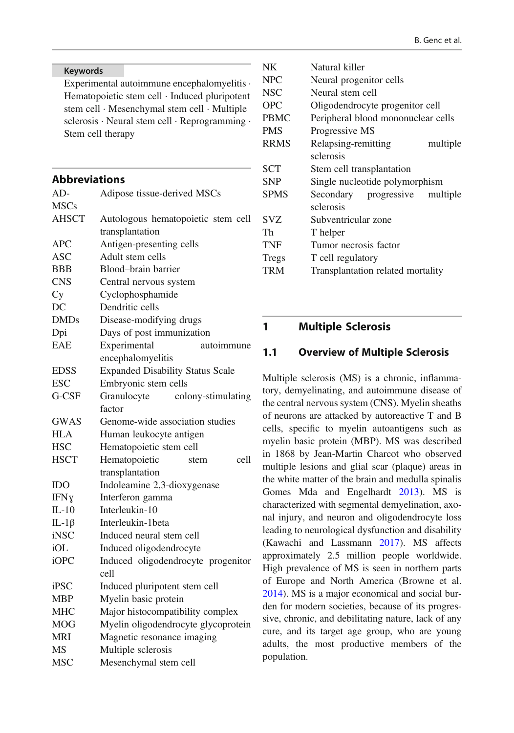**Keywords**

Experimental autoimmune encephalomyelitis · Hematopoietic stem cell · Induced pluripotent stem cell · Mesenchymal stem cell · Multiple sclerosis · Neural stem cell · Reprogramming · Stem cell therapy

## Abbreviations

| | |
|---|---|
| AD-MSCs | Adipose tissue-derived MSCs |
| AHSCT | Autologous hematopoietic stem cell transplantation |
| APC | Antigen-presenting cells |
| ASC | Adult stem cells |
| BBB | Blood–brain barrier |
| CNS | Central nervous system |
| Cy | Cyclophosphamide |
| DC | Dendritic cells |
| DMDs | Disease-modifying drugs |
| Dpi | Days of post immunization |
| EAE | Experimental autoimmune encephalomyelitis |
| EDSS | Expanded Disability Status Scale |
| ESC | Embryonic stem cells |
| G-CSF | Granulocyte colony-stimulating factor |
| GWAS | Genome-wide association studies |
| HLA | Human leukocyte antigen |
| HSC | Hematopoietic stem cell |
| HSCT | Hematopoietic stem cell transplantation |
| IDO | Indoleamine 2,3-dioxygenase |
| IFNɣ | Interferon gamma |
| IL-10 | Interleukin-10 |
| IL-1β | Interleukin-1beta |
| iNSC | Induced neural stem cell |
| iOL | Induced oligodendrocyte |
| iOPC | Induced oligodendrocyte progenitor cell |
| iPSC | Induced pluripotent stem cell |
| MBP | Myelin basic protein |
| MHC | Major histocompatibility complex |
| MOG | Myelin oligodendrocyte glycoprotein |
| MRI | Magnetic resonance imaging |
| MS | Multiple sclerosis |
| MSC | Mesenchymal stem cell |
| NK | Natural killer |
| NPC | Neural progenitor cells |
| NSC | Neural stem cell |
| OPC | Oligodendrocyte progenitor cell |
| PBMC | Peripheral blood mononuclear cells |
| PMS | Progressive MS |
| RRMS | Relapsing-remitting multiple sclerosis |
| SCT | Stem cell transplantation |
| SNP | Single nucleotide polymorphism |
| SPMS | Secondary progressive multiple sclerosis |
| SVZ | Subventricular zone |
| Th | T helper |
| TNF | Tumor necrosis factor |
| Tregs | T cell regulatory |
| TRM | Transplantation related mortality |

## 1 Multiple Sclerosis

### 1.1 Overview of Multiple Sclerosis

Multiple sclerosis (MS) is a chronic, inflammatory, demyelinating, and autoimmune disease of the central nervous system (CNS). Myelin sheaths of neurons are attacked by autoreactive T and B cells, specific to myelin autoantigens such as myelin basic protein (MBP). MS was described in 1868 by Jean-Martin Charcot who observed multiple lesions and glial scar (plaque) areas in the white matter of the brain and medulla spinalis Gomes Mda and Engelhardt 2013). MS is characterized with segmental demyelination, axonal injury, and neuron and oligodendrocyte loss leading to neurological dysfunction and disability (Kawachi and Lassmann 2017). MS affects approximately 2.5 million people worldwide. High prevalence of MS is seen in northern parts of Europe and North America (Browne et al. 2014). MS is a major economical and social burden for modern societies, because of its progressive, chronic, and debilitating nature, lack of any cure, and its target age group, who are young adults, the most productive members of the population.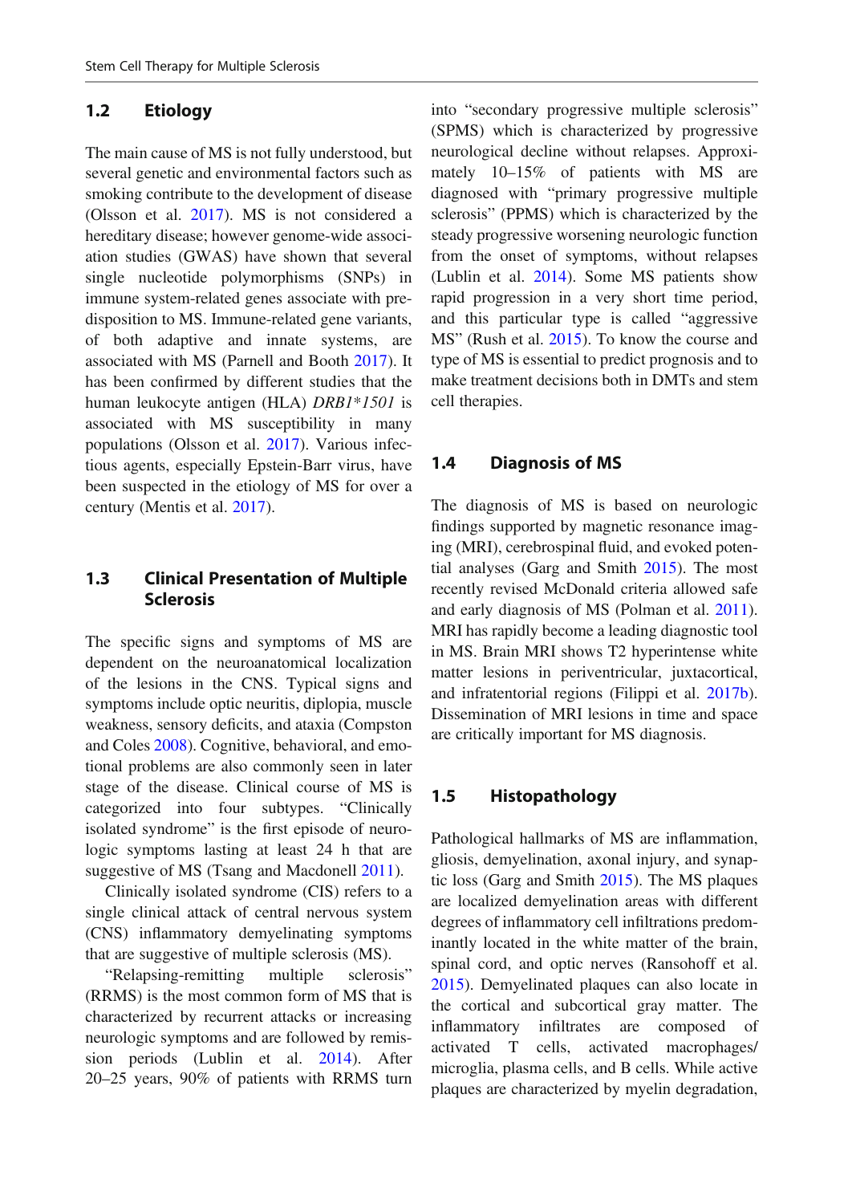## 1.2 Etiology

The main cause of MS is not fully understood, but several genetic and environmental factors such as smoking contribute to the development of disease (Olsson et al. 2017). MS is not considered a hereditary disease; however genome-wide association studies (GWAS) have shown that several single nucleotide polymorphisms (SNPs) in immune system-related genes associate with predisposition to MS. Immune-related gene variants, of both adaptive and innate systems, are associated with MS (Parnell and Booth 2017). It has been confirmed by different studies that the human leukocyte antigen (HLA) *DRB1*1501* is associated with MS susceptibility in many populations (Olsson et al. 2017). Various infectious agents, especially Epstein-Barr virus, have been suspected in the etiology of MS for over a century (Mentis et al. 2017).

## 1.3 Clinical Presentation of Multiple Sclerosis

The specific signs and symptoms of MS are dependent on the neuroanatomical localization of the lesions in the CNS. Typical signs and symptoms include optic neuritis, diplopia, muscle weakness, sensory deficits, and ataxia (Compston and Coles 2008). Cognitive, behavioral, and emotional problems are also commonly seen in later stage of the disease. Clinical course of MS is categorized into four subtypes. "Clinically isolated syndrome" is the first episode of neurologic symptoms lasting at least 24 h that are suggestive of MS (Tsang and Macdonell 2011).

Clinically isolated syndrome (CIS) refers to a single clinical attack of central nervous system (CNS) inflammatory demyelinating symptoms that are suggestive of multiple sclerosis (MS).

"Relapsing-remitting multiple sclerosis" (RRMS) is the most common form of MS that is characterized by recurrent attacks or increasing neurologic symptoms and are followed by remission periods (Lublin et al. 2014). After 20–25 years, 90% of patients with RRMS turn into "secondary progressive multiple sclerosis" (SPMS) which is characterized by progressive neurological decline without relapses. Approximately 10–15% of patients with MS are diagnosed with "primary progressive multiple sclerosis" (PPMS) which is characterized by the steady progressive worsening neurologic function from the onset of symptoms, without relapses (Lublin et al. 2014). Some MS patients show rapid progression in a very short time period, and this particular type is called "aggressive MS" (Rush et al. 2015). To know the course and type of MS is essential to predict prognosis and to make treatment decisions both in DMTs and stem cell therapies.

## 1.4 Diagnosis of MS

The diagnosis of MS is based on neurologic findings supported by magnetic resonance imaging (MRI), cerebrospinal fluid, and evoked potential analyses (Garg and Smith 2015). The most recently revised McDonald criteria allowed safe and early diagnosis of MS (Polman et al. 2011). MRI has rapidly become a leading diagnostic tool in MS. Brain MRI shows T2 hyperintense white matter lesions in periventricular, juxtacortical, and infratentorial regions (Filippi et al. 2017b). Dissemination of MRI lesions in time and space are critically important for MS diagnosis.

## 1.5 Histopathology

Pathological hallmarks of MS are inflammation, gliosis, demyelination, axonal injury, and synaptic loss (Garg and Smith 2015). The MS plaques are localized demyelination areas with different degrees of inflammatory cell infiltrations predominantly located in the white matter of the brain, spinal cord, and optic nerves (Ransohoff et al. 2015). Demyelinated plaques can also locate in the cortical and subcortical gray matter. The inflammatory infiltrates are composed of activated T cells, activated macrophages/microglia, plasma cells, and B cells. While active plaques are characterized by myelin degradation,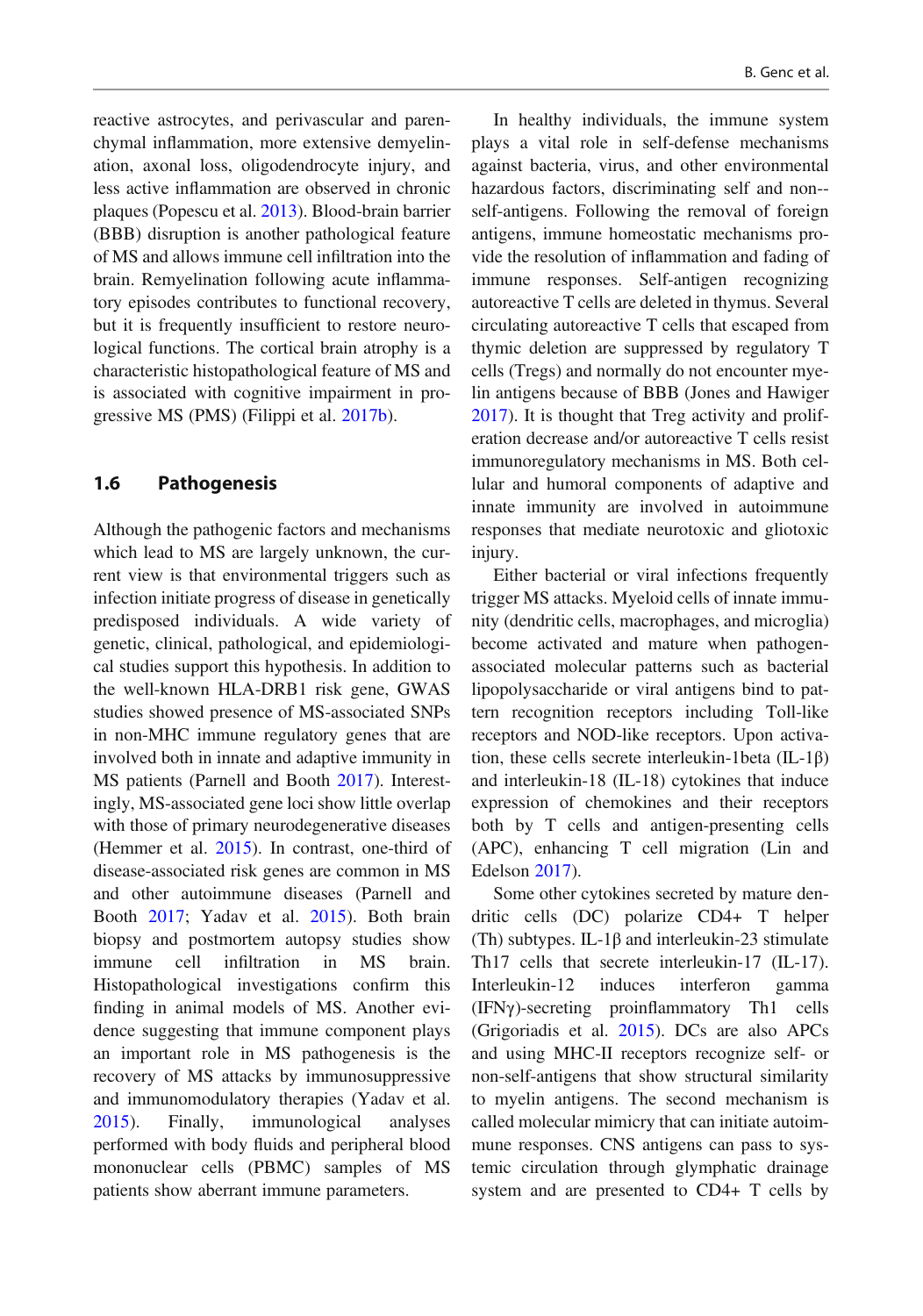reactive astrocytes, and perivascular and parenchymal inflammation, more extensive demyelination, axonal loss, oligodendrocyte injury, and less active inflammation are observed in chronic plaques (Popescu et al. 2013). Blood-brain barrier (BBB) disruption is another pathological feature of MS and allows immune cell infiltration into the brain. Remyelination following acute inflammatory episodes contributes to functional recovery, but it is frequently insufficient to restore neurological functions. The cortical brain atrophy is a characteristic histopathological feature of MS and is associated with cognitive impairment in progressive MS (PMS) (Filippi et al. 2017b).

## 1.6 Pathogenesis

Although the pathogenic factors and mechanisms which lead to MS are largely unknown, the current view is that environmental triggers such as infection initiate progress of disease in genetically predisposed individuals. A wide variety of genetic, clinical, pathological, and epidemiological studies support this hypothesis. In addition to the well-known HLA-DRB1 risk gene, GWAS studies showed presence of MS-associated SNPs in non-MHC immune regulatory genes that are involved both in innate and adaptive immunity in MS patients (Parnell and Booth 2017). Interestingly, MS-associated gene loci show little overlap with those of primary neurodegenerative diseases (Hemmer et al. 2015). In contrast, one-third of disease-associated risk genes are common in MS and other autoimmune diseases (Parnell and Booth 2017; Yadav et al. 2015). Both brain biopsy and postmortem autopsy studies show immune cell infiltration in MS brain. Histopathological investigations confirm this finding in animal models of MS. Another evidence suggesting that immune component plays an important role in MS pathogenesis is the recovery of MS attacks by immunosuppressive and immunomodulatory therapies (Yadav et al. 2015). Finally, immunological analyses performed with body fluids and peripheral blood mononuclear cells (PBMC) samples of MS patients show aberrant immune parameters.

In healthy individuals, the immune system plays a vital role in self-defense mechanisms against bacteria, virus, and other environmental hazardous factors, discriminating self and non--self-antigens. Following the removal of foreign antigens, immune homeostatic mechanisms provide the resolution of inflammation and fading of immune responses. Self-antigen recognizing autoreactive T cells are deleted in thymus. Several circulating autoreactive T cells that escaped from thymic deletion are suppressed by regulatory T cells (Tregs) and normally do not encounter myelin antigens because of BBB (Jones and Hawiger 2017). It is thought that Treg activity and proliferation decrease and/or autoreactive T cells resist immunoregulatory mechanisms in MS. Both cellular and humoral components of adaptive and innate immunity are involved in autoimmune responses that mediate neurotoxic and gliotoxic injury.

Either bacterial or viral infections frequently trigger MS attacks. Myeloid cells of innate immunity (dendritic cells, macrophages, and microglia) become activated and mature when pathogen-associated molecular patterns such as bacterial lipopolysaccharide or viral antigens bind to pattern recognition receptors including Toll-like receptors and NOD-like receptors. Upon activation, these cells secrete interleukin-1beta (IL-1β) and interleukin-18 (IL-18) cytokines that induce expression of chemokines and their receptors both by T cells and antigen-presenting cells (APC), enhancing T cell migration (Lin and Edelson 2017).

Some other cytokines secreted by mature dendritic cells (DC) polarize CD4+ T helper (Th) subtypes. IL-1β and interleukin-23 stimulate Th17 cells that secrete interleukin-17 (IL-17). Interleukin-12 induces interferon gamma (IFNγ)-secreting proinflammatory Th1 cells (Grigoriadis et al. 2015). DCs are also APCs and using MHC-II receptors recognize self- or non-self-antigens that show structural similarity to myelin antigens. The second mechanism is called molecular mimicry that can initiate autoimmune responses. CNS antigens can pass to systemic circulation through glymphatic drainage system and are presented to CD4+ T cells by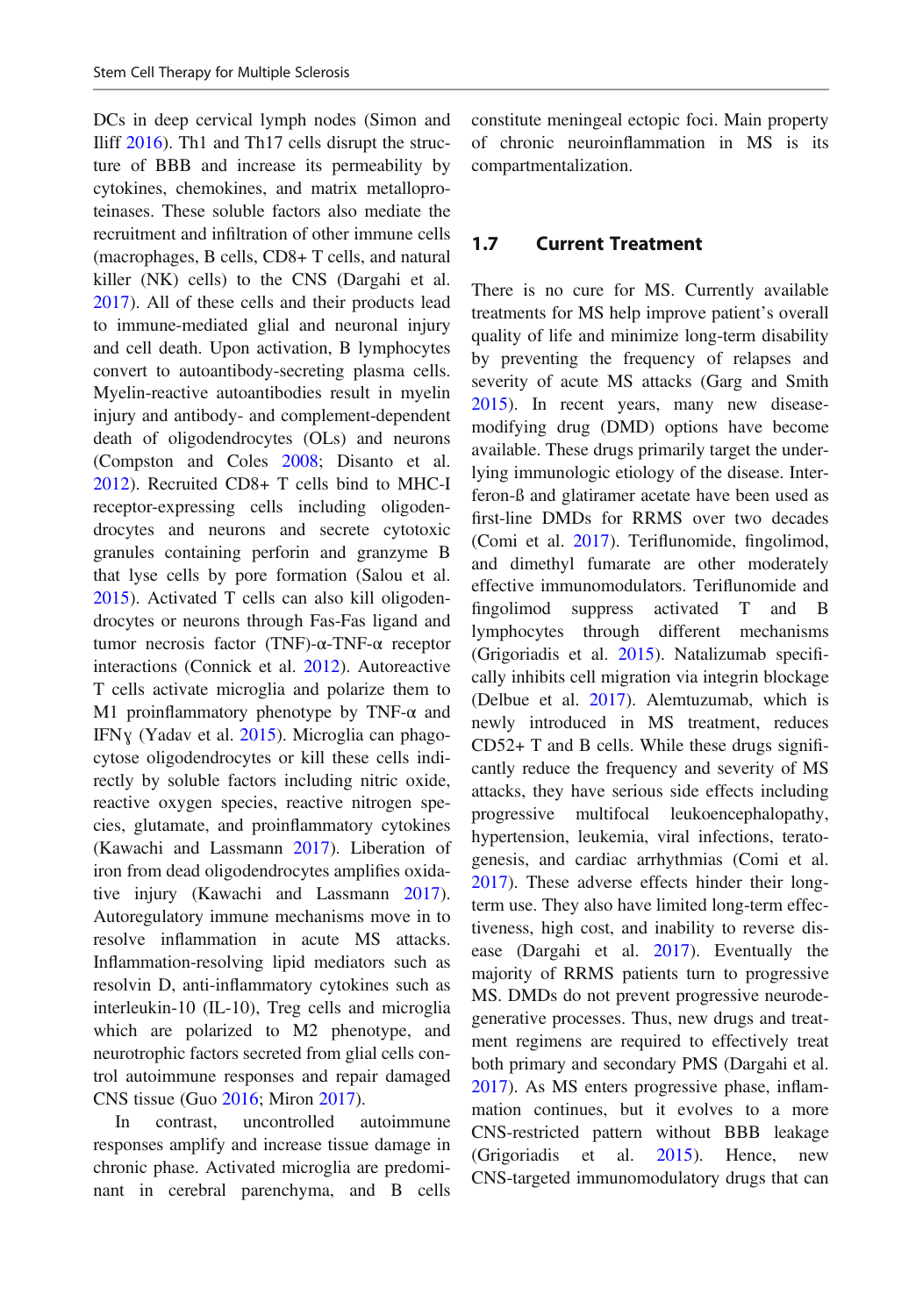DCs in deep cervical lymph nodes (Simon and Iliff 2016). Th1 and Th17 cells disrupt the structure of BBB and increase its permeability by cytokines, chemokines, and matrix metalloproteinases. These soluble factors also mediate the recruitment and infiltration of other immune cells (macrophages, B cells, CD8+ T cells, and natural killer (NK) cells) to the CNS (Dargahi et al. 2017). All of these cells and their products lead to immune-mediated glial and neuronal injury and cell death. Upon activation, B lymphocytes convert to autoantibody-secreting plasma cells. Myelin-reactive autoantibodies result in myelin injury and antibody- and complement-dependent death of oligodendrocytes (OLs) and neurons (Compston and Coles 2008; Disanto et al. 2012). Recruited CD8+ T cells bind to MHC-I receptor-expressing cells including oligodendrocytes and neurons and secrete cytotoxic granules containing perforin and granzyme B that lyse cells by pore formation (Salou et al. 2015). Activated T cells can also kill oligodendrocytes or neurons through Fas-Fas ligand and tumor necrosis factor (TNF)-α-TNF-α receptor interactions (Connick et al. 2012). Autoreactive T cells activate microglia and polarize them to M1 proinflammatory phenotype by TNF-α and IFNɣ (Yadav et al. 2015). Microglia can phagocytose oligodendrocytes or kill these cells indirectly by soluble factors including nitric oxide, reactive oxygen species, reactive nitrogen species, glutamate, and proinflammatory cytokines (Kawachi and Lassmann 2017). Liberation of iron from dead oligodendrocytes amplifies oxidative injury (Kawachi and Lassmann 2017). Autoregulatory immune mechanisms move in to resolve inflammation in acute MS attacks. Inflammation-resolving lipid mediators such as resolvin D, anti-inflammatory cytokines such as interleukin-10 (IL-10), Treg cells and microglia which are polarized to M2 phenotype, and neurotrophic factors secreted from glial cells control autoimmune responses and repair damaged CNS tissue (Guo 2016; Miron 2017).

In contrast, uncontrolled autoimmune responses amplify and increase tissue damage in chronic phase. Activated microglia are predominant in cerebral parenchyma, and B cells constitute meningeal ectopic foci. Main property of chronic neuroinflammation in MS is its compartmentalization.

## 1.7 Current Treatment

There is no cure for MS. Currently available treatments for MS help improve patient's overall quality of life and minimize long-term disability by preventing the frequency of relapses and severity of acute MS attacks (Garg and Smith 2015). In recent years, many new disease-modifying drug (DMD) options have become available. These drugs primarily target the underlying immunologic etiology of the disease. Interferon-ß and glatiramer acetate have been used as first-line DMDs for RRMS over two decades (Comi et al. 2017). Teriflunomide, fingolimod, and dimethyl fumarate are other moderately effective immunomodulators. Teriflunomide and fingolimod suppress activated T and B lymphocytes through different mechanisms (Grigoriadis et al. 2015). Natalizumab specifically inhibits cell migration via integrin blockage (Delbue et al. 2017). Alemtuzumab, which is newly introduced in MS treatment, reduces CD52+ T and B cells. While these drugs significantly reduce the frequency and severity of MS attacks, they have serious side effects including progressive multifocal leukoencephalopathy, hypertension, leukemia, viral infections, teratogenesis, and cardiac arrhythmias (Comi et al. 2017). These adverse effects hinder their long-term use. They also have limited long-term effectiveness, high cost, and inability to reverse disease (Dargahi et al. 2017). Eventually the majority of RRMS patients turn to progressive MS. DMDs do not prevent progressive neurodegenerative processes. Thus, new drugs and treatment regimens are required to effectively treat both primary and secondary PMS (Dargahi et al. 2017). As MS enters progressive phase, inflammation continues, but it evolves to a more CNS-restricted pattern without BBB leakage (Grigoriadis et al. 2015). Hence, new CNS-targeted immunomodulatory drugs that can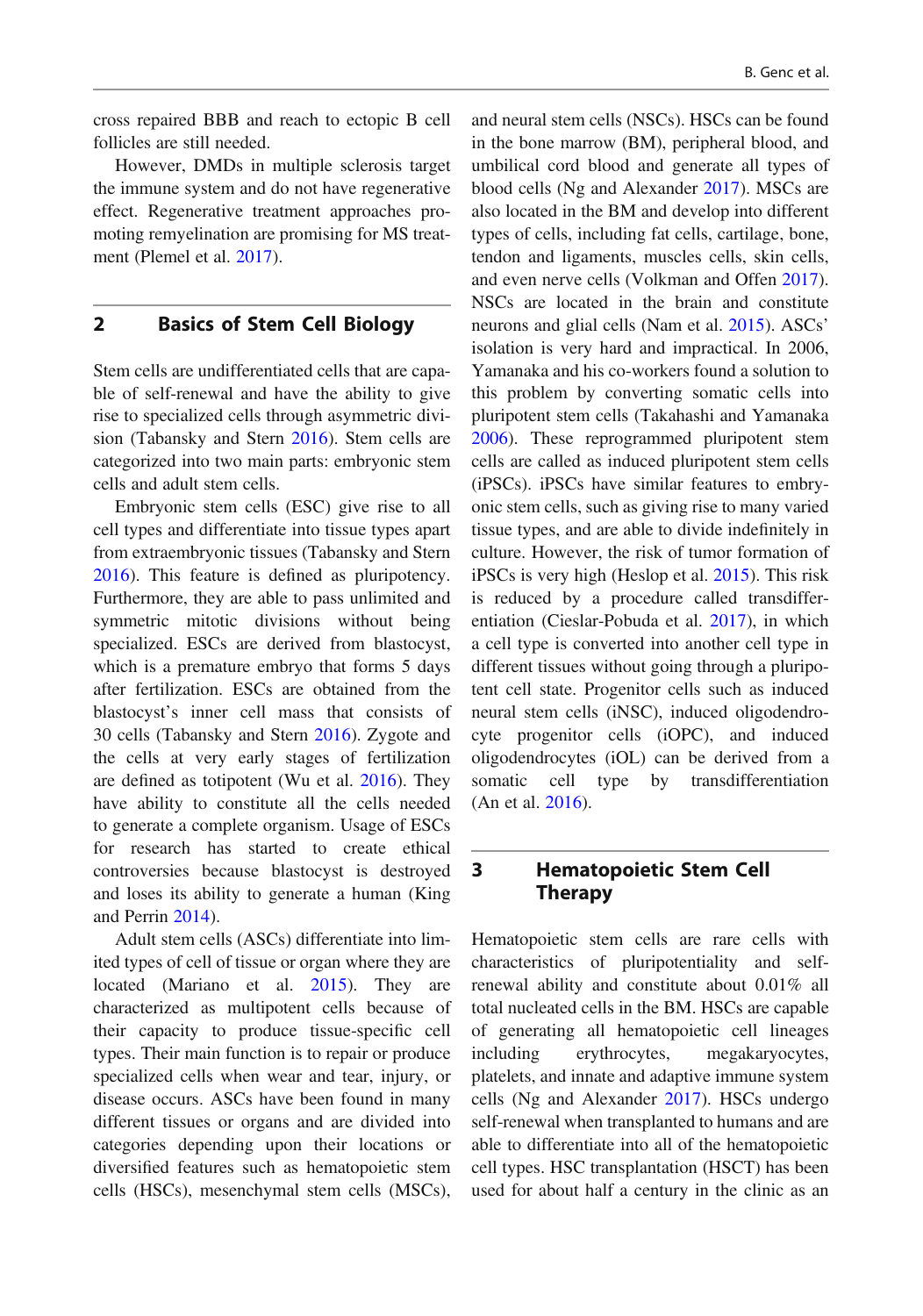cross repaired BBB and reach to ectopic B cell follicles are still needed.

However, DMDs in multiple sclerosis target the immune system and do not have regenerative effect. Regenerative treatment approaches promoting remyelination are promising for MS treatment (Plemel et al. 2017).

## 2 Basics of Stem Cell Biology

Stem cells are undifferentiated cells that are capable of self-renewal and have the ability to give rise to specialized cells through asymmetric division (Tabansky and Stern 2016). Stem cells are categorized into two main parts: embryonic stem cells and adult stem cells.

Embryonic stem cells (ESC) give rise to all cell types and differentiate into tissue types apart from extraembryonic tissues (Tabansky and Stern 2016). This feature is defined as pluripotency. Furthermore, they are able to pass unlimited and symmetric mitotic divisions without being specialized. ESCs are derived from blastocyst, which is a premature embryo that forms 5 days after fertilization. ESCs are obtained from the blastocyst's inner cell mass that consists of 30 cells (Tabansky and Stern 2016). Zygote and the cells at very early stages of fertilization are defined as totipotent (Wu et al. 2016). They have ability to constitute all the cells needed to generate a complete organism. Usage of ESCs for research has started to create ethical controversies because blastocyst is destroyed and loses its ability to generate a human (King and Perrin 2014).

Adult stem cells (ASCs) differentiate into limited types of cell of tissue or organ where they are located (Mariano et al. 2015). They are characterized as multipotent cells because of their capacity to produce tissue-specific cell types. Their main function is to repair or produce specialized cells when wear and tear, injury, or disease occurs. ASCs have been found in many different tissues or organs and are divided into categories depending upon their locations or diversified features such as hematopoietic stem cells (HSCs), mesenchymal stem cells (MSCs), and neural stem cells (NSCs). HSCs can be found in the bone marrow (BM), peripheral blood, and umbilical cord blood and generate all types of blood cells (Ng and Alexander 2017). MSCs are also located in the BM and develop into different types of cells, including fat cells, cartilage, bone, tendon and ligaments, muscles cells, skin cells, and even nerve cells (Volkman and Offen 2017). NSCs are located in the brain and constitute neurons and glial cells (Nam et al. 2015). ASCs' isolation is very hard and impractical. In 2006, Yamanaka and his co-workers found a solution to this problem by converting somatic cells into pluripotent stem cells (Takahashi and Yamanaka 2006). These reprogrammed pluripotent stem cells are called as induced pluripotent stem cells (iPSCs). iPSCs have similar features to embryonic stem cells, such as giving rise to many varied tissue types, and are able to divide indefinitely in culture. However, the risk of tumor formation of iPSCs is very high (Heslop et al. 2015). This risk is reduced by a procedure called transdifferentiation (Cieslar-Pobuda et al. 2017), in which a cell type is converted into another cell type in different tissues without going through a pluripotent cell state. Progenitor cells such as induced neural stem cells (iNSC), induced oligodendrocyte progenitor cells (iOPC), and induced oligodendrocytes (iOL) can be derived from a somatic cell type by transdifferentiation (An et al. 2016).

## 3 Hematopoietic Stem Cell Therapy

Hematopoietic stem cells are rare cells with characteristics of pluripotentiality and self-renewal ability and constitute about 0.01% all total nucleated cells in the BM. HSCs are capable of generating all hematopoietic cell lineages including erythrocytes, megakaryocytes, platelets, and innate and adaptive immune system cells (Ng and Alexander 2017). HSCs undergo self-renewal when transplanted to humans and are able to differentiate into all of the hematopoietic cell types. HSC transplantation (HSCT) has been used for about half a century in the clinic as an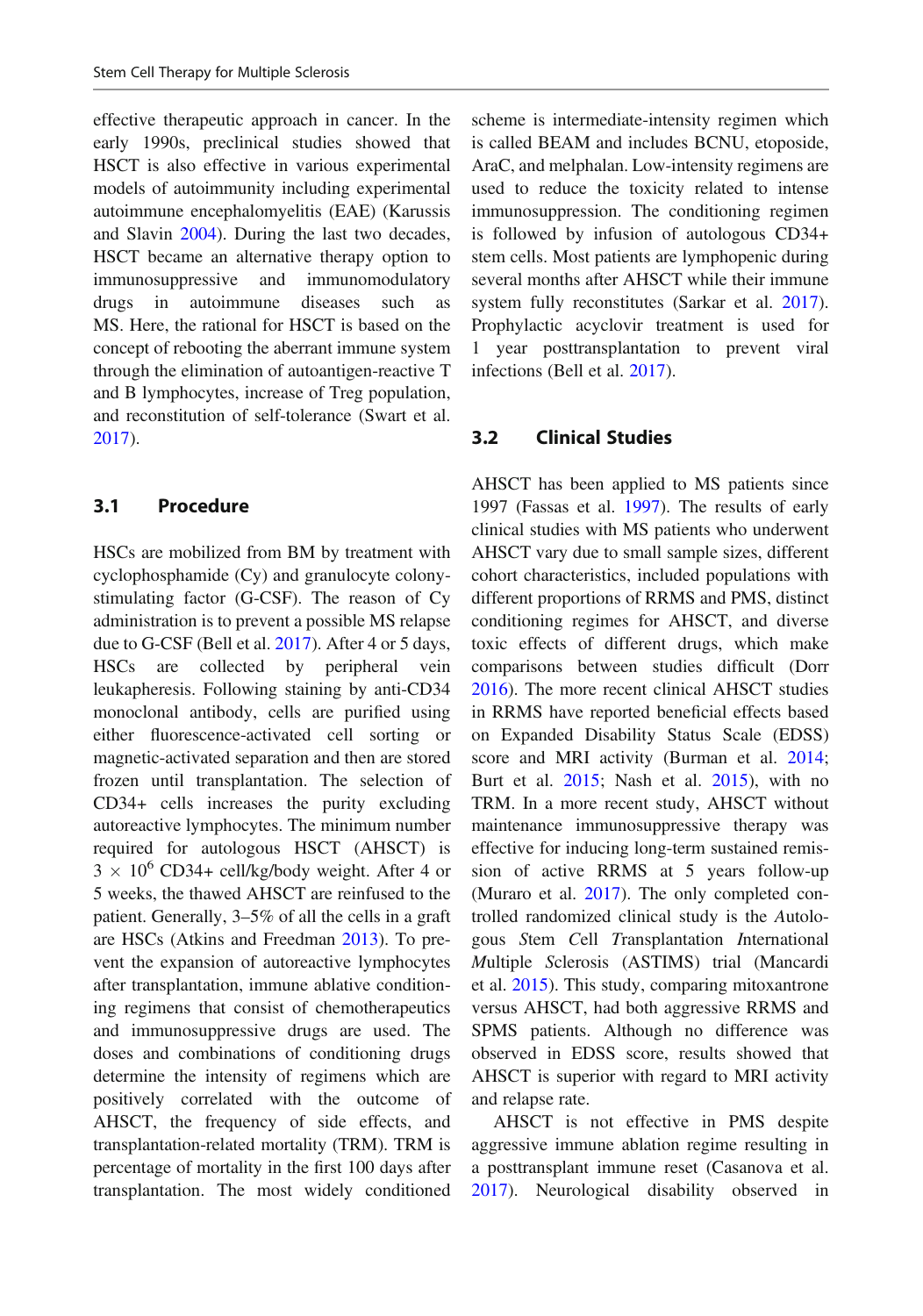effective therapeutic approach in cancer. In the early 1990s, preclinical studies showed that HSCT is also effective in various experimental models of autoimmunity including experimental autoimmune encephalomyelitis (EAE) (Karussis and Slavin 2004). During the last two decades, HSCT became an alternative therapy option to immunosuppressive and immunomodulatory drugs in autoimmune diseases such as MS. Here, the rational for HSCT is based on the concept of rebooting the aberrant immune system through the elimination of autoantigen-reactive T and B lymphocytes, increase of Treg population, and reconstitution of self-tolerance (Swart et al. 2017).

### 3.1 Procedure

HSCs are mobilized from BM by treatment with cyclophosphamide (Cy) and granulocyte colony-stimulating factor (G-CSF). The reason of Cy administration is to prevent a possible MS relapse due to G-CSF (Bell et al. 2017). After 4 or 5 days, HSCs are collected by peripheral vein leukapheresis. Following staining by anti-CD34 monoclonal antibody, cells are purified using either fluorescence-activated cell sorting or magnetic-activated separation and then are stored frozen until transplantation. The selection of CD34+ cells increases the purity excluding autoreactive lymphocytes. The minimum number required for autologous HSCT (AHSCT) is $3 \times 10^6$ CD34+ cell/kg/body weight. After 4 or 5 weeks, the thawed AHSCT are reinfused to the patient. Generally, 3–5% of all the cells in a graft are HSCs (Atkins and Freedman 2013). To prevent the expansion of autoreactive lymphocytes after transplantation, immune ablative conditioning regimens that consist of chemotherapeutics and immunosuppressive drugs are used. The doses and combinations of conditioning drugs determine the intensity of regimens which are positively correlated with the outcome of AHSCT, the frequency of side effects, and transplantation-related mortality (TRM). TRM is percentage of mortality in the first 100 days after transplantation. The most widely conditioned scheme is intermediate-intensity regimen which is called BEAM and includes BCNU, etoposide, AraC, and melphalan. Low-intensity regimens are used to reduce the toxicity related to intense immunosuppression. The conditioning regimen is followed by infusion of autologous CD34+ stem cells. Most patients are lymphopenic during several months after AHSCT while their immune system fully reconstitutes (Sarkar et al. 2017). Prophylactic acyclovir treatment is used for 1 year posttransplantation to prevent viral infections (Bell et al. 2017).

### 3.2 Clinical Studies

AHSCT has been applied to MS patients since 1997 (Fassas et al. 1997). The results of early clinical studies with MS patients who underwent AHSCT vary due to small sample sizes, different cohort characteristics, included populations with different proportions of RRMS and PMS, distinct conditioning regimens for AHSCT, and diverse toxic effects of different drugs, which make comparisons between studies difficult (Dorr 2016). The more recent clinical AHSCT studies in RRMS have reported beneficial effects based on Expanded Disability Status Scale (EDSS) score and MRI activity (Burman et al. 2014; Burt et al. 2015; Nash et al. 2015), with no TRM. In a more recent study, AHSCT without maintenance immunosuppressive therapy was effective for inducing long-term sustained remission of active RRMS at 5 years follow-up (Muraro et al. 2017). The only completed controlled randomized clinical study is the *A*utologous *S*tem *C*ell *T*ransplantation *I*nternational *M*ultiple *S*clerosis (ASTIMS) trial (Mancardi et al. 2015). This study, comparing mitoxantrone versus AHSCT, had both aggressive RRMS and SPMS patients. Although no difference was observed in EDSS score, results showed that AHSCT is superior with regard to MRI activity and relapse rate.

AHSCT is not effective in PMS despite aggressive immune ablation regime resulting in a posttransplant immune reset (Casanova et al. 2017). Neurological disability observed in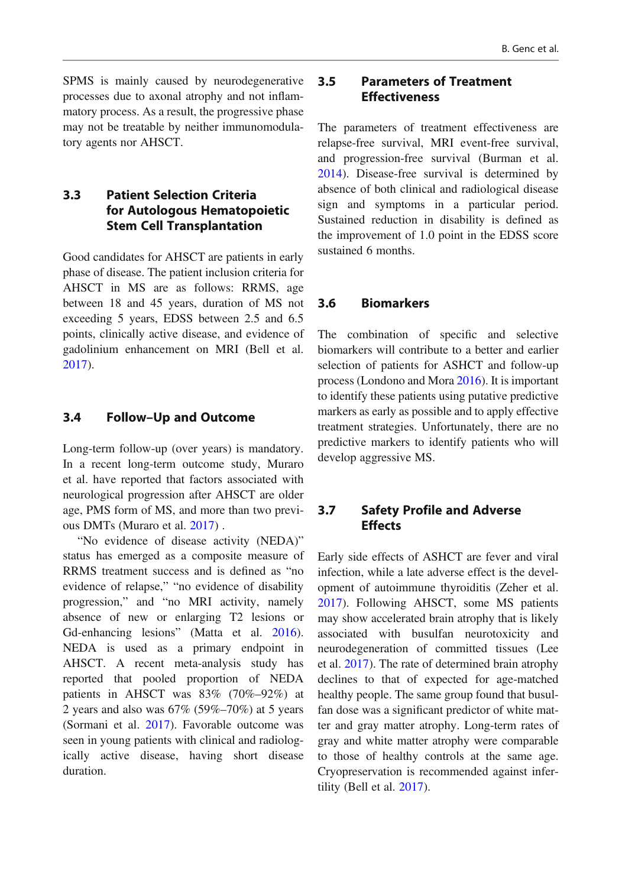SPMS is mainly caused by neurodegenerative processes due to axonal atrophy and not inflammatory process. As a result, the progressive phase may not be treatable by neither immunomodulatory agents nor AHSCT.

### 3.3 Patient Selection Criteria for Autologous Hematopoietic Stem Cell Transplantation

Good candidates for AHSCT are patients in early phase of disease. The patient inclusion criteria for AHSCT in MS are as follows: RRMS, age between 18 and 45 years, duration of MS not exceeding 5 years, EDSS between 2.5 and 6.5 points, clinically active disease, and evidence of gadolinium enhancement on MRI (Bell et al. 2017).

### 3.4 Follow–Up and Outcome

Long-term follow-up (over years) is mandatory. In a recent long-term outcome study, Muraro et al. have reported that factors associated with neurological progression after AHSCT are older age, PMS form of MS, and more than two previous DMTs (Muraro et al. 2017) .

"No evidence of disease activity (NEDA)" status has emerged as a composite measure of RRMS treatment success and is defined as "no evidence of relapse," "no evidence of disability progression," and "no MRI activity, namely absence of new or enlarging T2 lesions or Gd-enhancing lesions" (Matta et al. 2016). NEDA is used as a primary endpoint in AHSCT. A recent meta-analysis study has reported that pooled proportion of NEDA patients in AHSCT was 83% (70%–92%) at 2 years and also was 67% (59%–70%) at 5 years (Sormani et al. 2017). Favorable outcome was seen in young patients with clinical and radiologically active disease, having short disease duration.

### 3.5 Parameters of Treatment Effectiveness

The parameters of treatment effectiveness are relapse-free survival, MRI event-free survival, and progression-free survival (Burman et al. 2014). Disease-free survival is determined by absence of both clinical and radiological disease sign and symptoms in a particular period. Sustained reduction in disability is defined as the improvement of 1.0 point in the EDSS score sustained 6 months.

### 3.6 Biomarkers

The combination of specific and selective biomarkers will contribute to a better and earlier selection of patients for ASHCT and follow-up process (Londono and Mora 2016). It is important to identify these patients using putative predictive markers as early as possible and to apply effective treatment strategies. Unfortunately, there are no predictive markers to identify patients who will develop aggressive MS.

### 3.7 Safety Profile and Adverse Effects

Early side effects of ASHCT are fever and viral infection, while a late adverse effect is the development of autoimmune thyroiditis (Zeher et al. 2017). Following AHSCT, some MS patients may show accelerated brain atrophy that is likely associated with busulfan neurotoxicity and neurodegeneration of committed tissues (Lee et al. 2017). The rate of determined brain atrophy declines to that of expected for age-matched healthy people. The same group found that busulfan dose was a significant predictor of white matter and gray matter atrophy. Long-term rates of gray and white matter atrophy were comparable to those of healthy controls at the same age. Cryopreservation is recommended against infertility (Bell et al. 2017).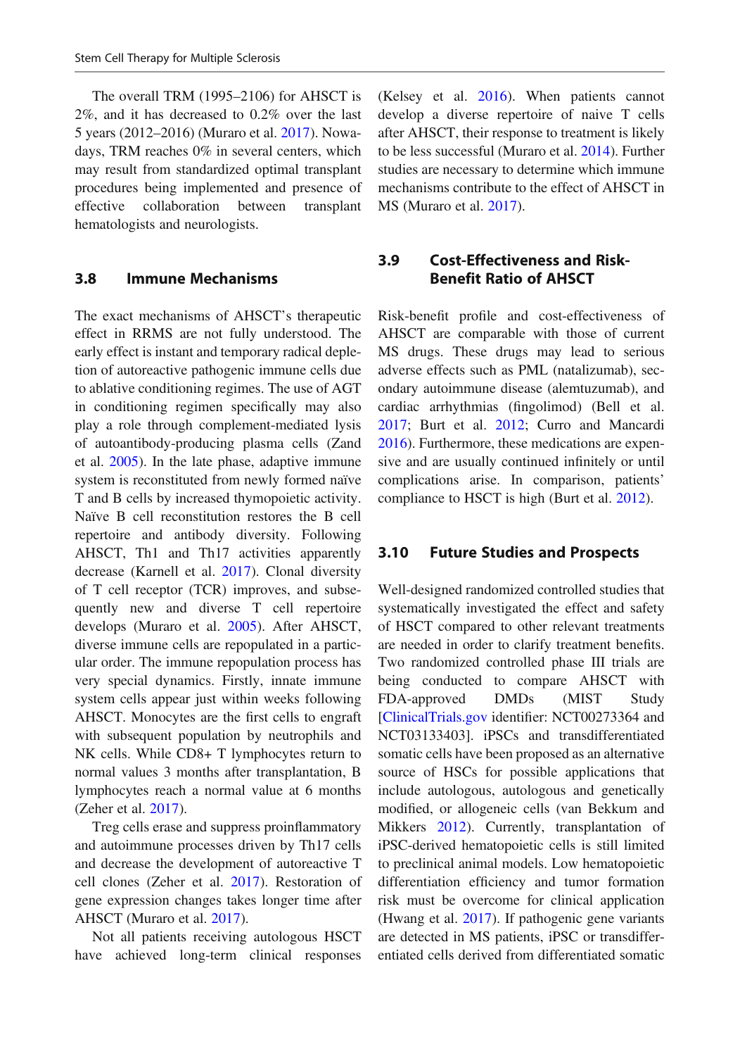The overall TRM (1995–2106) for AHSCT is 2%, and it has decreased to 0.2% over the last 5 years (2012–2016) (Muraro et al. 2017). Nowadays, TRM reaches 0% in several centers, which may result from standardized optimal transplant procedures being implemented and presence of effective collaboration between transplant hematologists and neurologists.

### 3.8 Immune Mechanisms

The exact mechanisms of AHSCT's therapeutic effect in RRMS are not fully understood. The early effect is instant and temporary radical depletion of autoreactive pathogenic immune cells due to ablative conditioning regimes. The use of AGT in conditioning regimen specifically may also play a role through complement-mediated lysis of autoantibody-producing plasma cells (Zand et al. 2005). In the late phase, adaptive immune system is reconstituted from newly formed naïve T and B cells by increased thymopoietic activity. Naïve B cell reconstitution restores the B cell repertoire and antibody diversity. Following AHSCT, Th1 and Th17 activities apparently decrease (Karnell et al. 2017). Clonal diversity of T cell receptor (TCR) improves, and subsequently new and diverse T cell repertoire develops (Muraro et al. 2005). After AHSCT, diverse immune cells are repopulated in a particular order. The immune repopulation process has very special dynamics. Firstly, innate immune system cells appear just within weeks following AHSCT. Monocytes are the first cells to engraft with subsequent population by neutrophils and NK cells. While CD8+ T lymphocytes return to normal values 3 months after transplantation, B lymphocytes reach a normal value at 6 months (Zeher et al. 2017).

Treg cells erase and suppress proinflammatory and autoimmune processes driven by Th17 cells and decrease the development of autoreactive T cell clones (Zeher et al. 2017). Restoration of gene expression changes takes longer time after AHSCT (Muraro et al. 2017).

Not all patients receiving autologous HSCT have achieved long-term clinical responses (Kelsey et al. 2016). When patients cannot develop a diverse repertoire of naive T cells after AHSCT, their response to treatment is likely to be less successful (Muraro et al. 2014). Further studies are necessary to determine which immune mechanisms contribute to the effect of AHSCT in MS (Muraro et al. 2017).

### 3.9 Cost-Effectiveness and Risk-Benefit Ratio of AHSCT

Risk-benefit profile and cost-effectiveness of AHSCT are comparable with those of current MS drugs. These drugs may lead to serious adverse effects such as PML (natalizumab), secondary autoimmune disease (alemtuzumab), and cardiac arrhythmias (fingolimod) (Bell et al. 2017; Burt et al. 2012; Curro and Mancardi 2016). Furthermore, these medications are expensive and are usually continued infinitely or until complications arise. In comparison, patients' compliance to HSCT is high (Burt et al. 2012).

### 3.10 Future Studies and Prospects

Well-designed randomized controlled studies that systematically investigated the effect and safety of HSCT compared to other relevant treatments are needed in order to clarify treatment benefits. Two randomized controlled phase III trials are being conducted to compare AHSCT with FDA-approved DMDs (MIST Study [ClinicalTrials.gov identifier: NCT00273364 and NCT03133403]. iPSCs and transdifferentiated somatic cells have been proposed as an alternative source of HSCs for possible applications that include autologous, autologous and genetically modified, or allogeneic cells (van Bekkum and Mikkers 2012). Currently, transplantation of iPSC-derived hematopoietic cells is still limited to preclinical animal models. Low hematopoietic differentiation efficiency and tumor formation risk must be overcome for clinical application (Hwang et al. 2017). If pathogenic gene variants are detected in MS patients, iPSC or transdifferentiated cells derived from differentiated somatic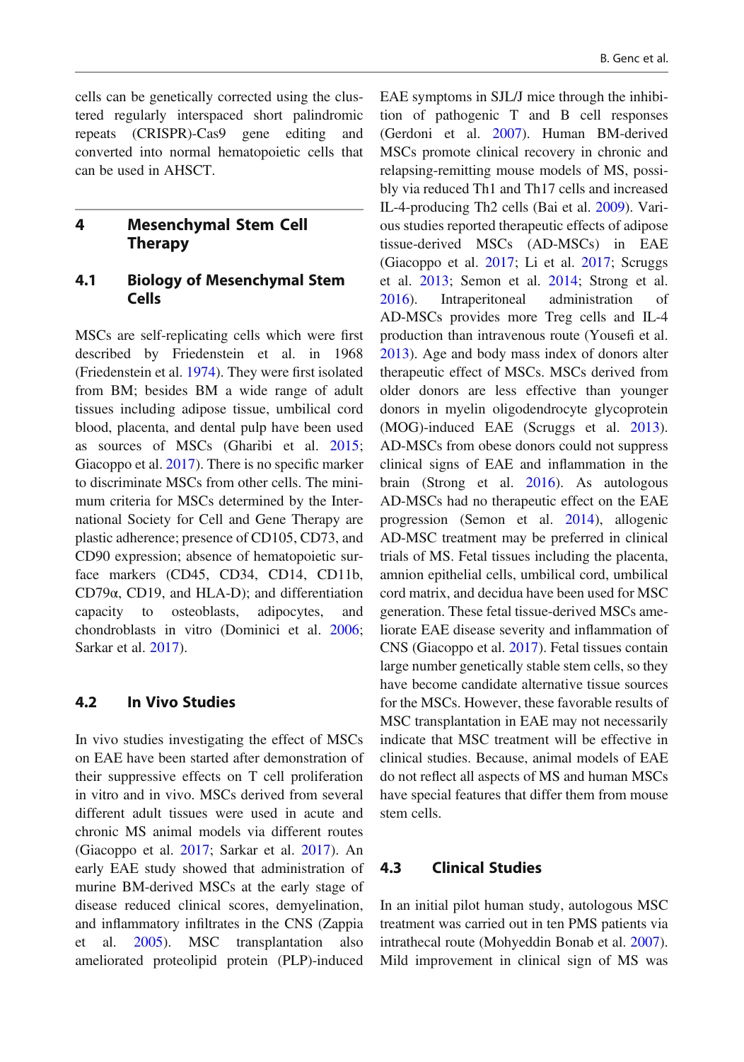cells can be genetically corrected using the clustered regularly interspaced short palindromic repeats (CRISPR)-Cas9 gene editing and converted into normal hematopoietic cells that can be used in AHSCT.

## 4 Mesenchymal Stem Cell Therapy

### 4.1 Biology of Mesenchymal Stem Cells

MSCs are self-replicating cells which were first described by Friedenstein et al. in 1968 (Friedenstein et al. 1974). They were first isolated from BM; besides BM a wide range of adult tissues including adipose tissue, umbilical cord blood, placenta, and dental pulp have been used as sources of MSCs (Gharibi et al. 2015; Giacoppo et al. 2017). There is no specific marker to discriminate MSCs from other cells. The minimum criteria for MSCs determined by the International Society for Cell and Gene Therapy are plastic adherence; presence of CD105, CD73, and CD90 expression; absence of hematopoietic surface markers (CD45, CD34, CD14, CD11b, CD79α, CD19, and HLA-D); and differentiation capacity to osteoblasts, adipocytes, and chondroblasts in vitro (Dominici et al. 2006; Sarkar et al. 2017).

### 4.2 In Vivo Studies

In vivo studies investigating the effect of MSCs on EAE have been started after demonstration of their suppressive effects on T cell proliferation in vitro and in vivo. MSCs derived from several different adult tissues were used in acute and chronic MS animal models via different routes (Giacoppo et al. 2017; Sarkar et al. 2017). An early EAE study showed that administration of murine BM-derived MSCs at the early stage of disease reduced clinical scores, demyelination, and inflammatory infiltrates in the CNS (Zappia et al. 2005). MSC transplantation also ameliorated proteolipid protein (PLP)-induced EAE symptoms in SJL/J mice through the inhibition of pathogenic T and B cell responses (Gerdoni et al. 2007). Human BM-derived MSCs promote clinical recovery in chronic and relapsing-remitting mouse models of MS, possibly via reduced Th1 and Th17 cells and increased IL-4-producing Th2 cells (Bai et al. 2009). Various studies reported therapeutic effects of adipose tissue-derived MSCs (AD-MSCs) in EAE (Giacoppo et al. 2017; Li et al. 2017; Scruggs et al. 2013; Semon et al. 2014; Strong et al. 2016). Intraperitoneal administration of AD-MSCs provides more Treg cells and IL-4 production than intravenous route (Yousefi et al. 2013). Age and body mass index of donors alter therapeutic effect of MSCs. MSCs derived from older donors are less effective than younger donors in myelin oligodendrocyte glycoprotein (MOG)-induced EAE (Scruggs et al. 2013). AD-MSCs from obese donors could not suppress clinical signs of EAE and inflammation in the brain (Strong et al. 2016). As autologous AD-MSCs had no therapeutic effect on the EAE progression (Semon et al. 2014), allogenic AD-MSC treatment may be preferred in clinical trials of MS. Fetal tissues including the placenta, amnion epithelial cells, umbilical cord, umbilical cord matrix, and decidua have been used for MSC generation. These fetal tissue-derived MSCs ameliorate EAE disease severity and inflammation of CNS (Giacoppo et al. 2017). Fetal tissues contain large number genetically stable stem cells, so they have become candidate alternative tissue sources for the MSCs. However, these favorable results of MSC transplantation in EAE may not necessarily indicate that MSC treatment will be effective in clinical studies. Because, animal models of EAE do not reflect all aspects of MS and human MSCs have special features that differ them from mouse stem cells.

### 4.3 Clinical Studies

In an initial pilot human study, autologous MSC treatment was carried out in ten PMS patients via intrathecal route (Mohyeddin Bonab et al. 2007). Mild improvement in clinical sign of MS was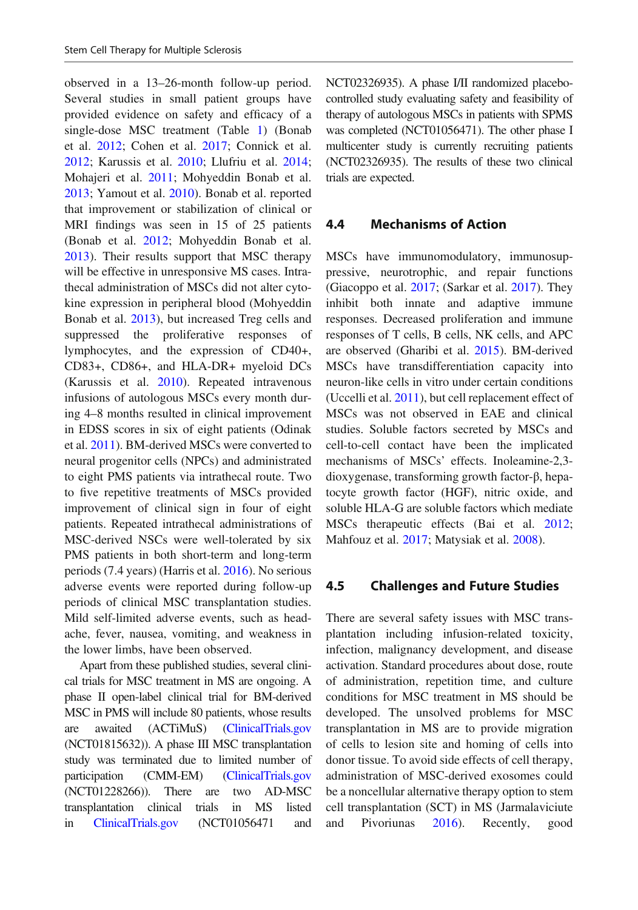observed in a 13–26-month follow-up period. Several studies in small patient groups have provided evidence on safety and efficacy of a single-dose MSC treatment (Table 1) (Bonab et al. 2012; Cohen et al. 2017; Connick et al. 2012; Karussis et al. 2010; Llufriu et al. 2014; Mohajeri et al. 2011; Mohyeddin Bonab et al. 2013; Yamout et al. 2010). Bonab et al. reported that improvement or stabilization of clinical or MRI findings was seen in 15 of 25 patients (Bonab et al. 2012; Mohyeddin Bonab et al. 2013). Their results support that MSC therapy will be effective in unresponsive MS cases. Intrathecal administration of MSCs did not alter cytokine expression in peripheral blood (Mohyeddin Bonab et al. 2013), but increased Treg cells and suppressed the proliferative responses of lymphocytes, and the expression of CD40+, CD83+, CD86+, and HLA-DR+ myeloid DCs (Karussis et al. 2010). Repeated intravenous infusions of autologous MSCs every month during 4–8 months resulted in clinical improvement in EDSS scores in six of eight patients (Odinak et al. 2011). BM-derived MSCs were converted to neural progenitor cells (NPCs) and administrated to eight PMS patients via intrathecal route. Two to five repetitive treatments of MSCs provided improvement of clinical sign in four of eight patients. Repeated intrathecal administrations of MSC-derived NSCs were well-tolerated by six PMS patients in both short-term and long-term periods (7.4 years) (Harris et al. 2016). No serious adverse events were reported during follow-up periods of clinical MSC transplantation studies. Mild self-limited adverse events, such as headache, fever, nausea, vomiting, and weakness in the lower limbs, have been observed.

Apart from these published studies, several clinical trials for MSC treatment in MS are ongoing. A phase II open-label clinical trial for BM-derived MSC in PMS will include 80 patients, whose results are awaited (ACTiMuS) (ClinicalTrials.gov (NCT01815632)). A phase III MSC transplantation study was terminated due to limited number of participation (CMM-EM) (ClinicalTrials.gov (NCT01228266)). There are two AD-MSC transplantation clinical trials in MS listed in ClinicalTrials.gov (NCT01056471 and NCT02326935). A phase I/II randomized placebo-controlled study evaluating safety and feasibility of therapy of autologous MSCs in patients with SPMS was completed (NCT01056471). The other phase I multicenter study is currently recruiting patients (NCT02326935). The results of these two clinical trials are expected.

### 4.4 Mechanisms of Action

MSCs have immunomodulatory, immunosuppressive, neurotrophic, and repair functions (Giacoppo et al. 2017; (Sarkar et al. 2017). They inhibit both innate and adaptive immune responses. Decreased proliferation and immune responses of T cells, B cells, NK cells, and APC are observed (Gharibi et al. 2015). BM-derived MSCs have transdifferentiation capacity into neuron-like cells in vitro under certain conditions (Uccelli et al. 2011), but cell replacement effect of MSCs was not observed in EAE and clinical studies. Soluble factors secreted by MSCs and cell-to-cell contact have been the implicated mechanisms of MSCs' effects. Inoleamine-2,3-dioxygenase, transforming growth factor-β, hepatocyte growth factor (HGF), nitric oxide, and soluble HLA-G are soluble factors which mediate MSCs therapeutic effects (Bai et al. 2012; Mahfouz et al. 2017; Matysiak et al. 2008).

### 4.5 Challenges and Future Studies

There are several safety issues with MSC transplantation including infusion-related toxicity, infection, malignancy development, and disease activation. Standard procedures about dose, route of administration, repetition time, and culture conditions for MSC treatment in MS should be developed. The unsolved problems for MSC transplantation in MS are to provide migration of cells to lesion site and homing of cells into donor tissue. To avoid side effects of cell therapy, administration of MSC-derived exosomes could be a noncellular alternative therapy option to stem cell transplantation (SCT) in MS (Jarmalaviciute and Pivoriunas 2016). Recently, good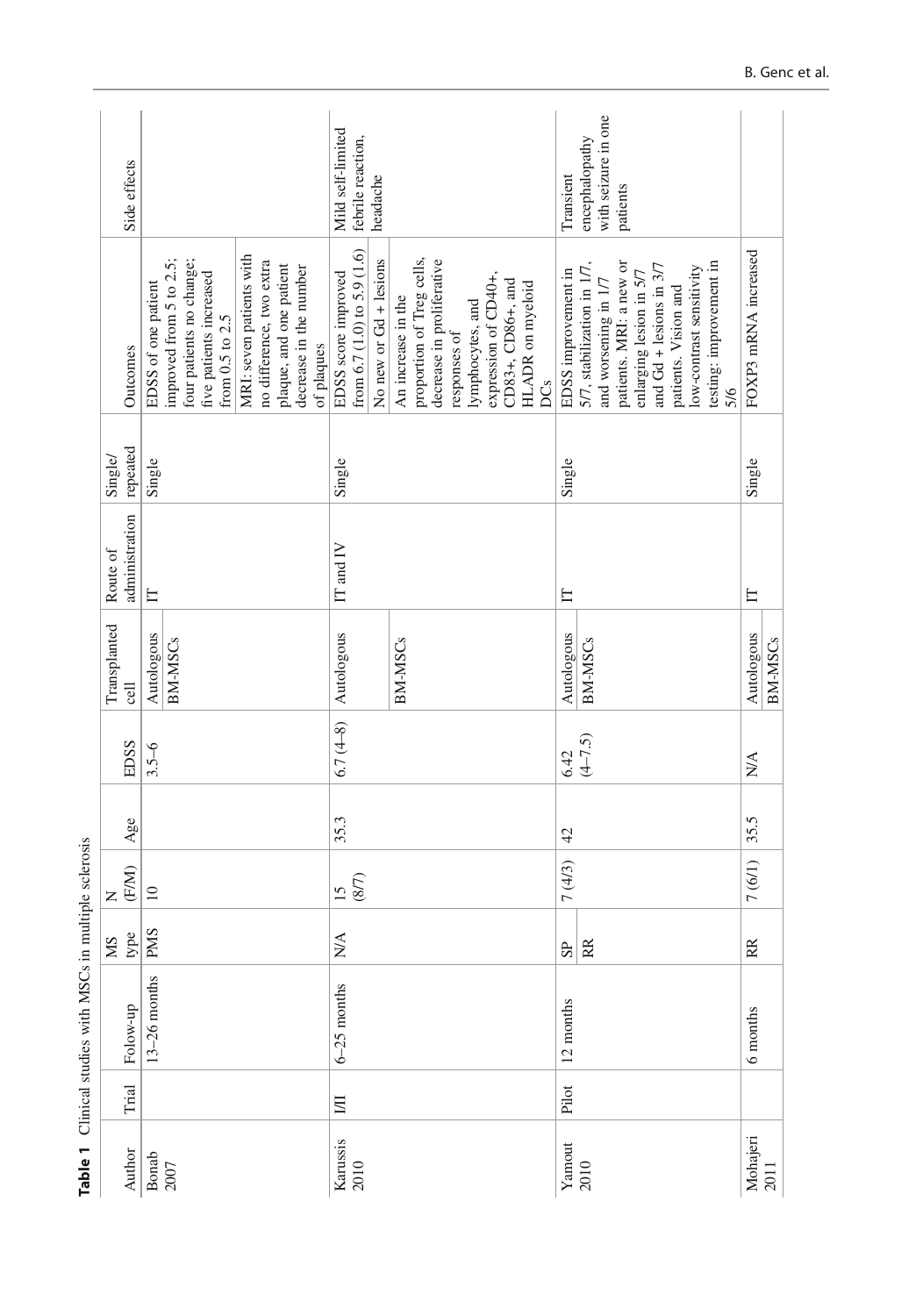**Table 1** Clinical studies with MSCs in multiple sclerosis

| Author | Trial | Folow-up | MS type | N (F/M) | Age | EDSS | Transplanted cell | Route of administration | Single/repeated | Outcomes | Side effects |
|---|---|---|---|---|---|---|---|---|---|---|---|
| Bonab 2007 | | 13–26 months | PMS | 10 | | 3.5–6 | Autologous BM-MSCs | IT | Single | EDSS of one patient improved from 5 to 2.5; four patients no change; five patients increased from 0.5 to 2.5<br>MRI: seven patients with no difference, two extra plaque, and one patient decrease in the number of plaques | |
| Karussis 2010 | I/II | 6–25 months | N/A | 15 (8/7) | 35.3 | 6.7 (4–8) | Autologous BM-MSCs | IT and IV | Single | EDSS score improved from 6.7 (1.0) to 5.9 (1.6)<br>No new or Gd + lesions<br>An increase in the proportion of Treg cells, decrease in proliferative responses of lymphocytes, and expression of CD40+, CD83+, CD86+, and HLADR on myeloid DCs | Mild self-limited febrile reaction, headache |
| Yamout 2010 | Pilot | 12 months | SP RR | 7 (4/3) | 42 | 6.42 (4–7.5) | Autologous BM-MSCs | IT | Single | EDSS improvement in 5/7, stabilization in 1/7, and worsening in 1/7 patients. MRI: a new or enlarging lesion in 5/7 and Gd + lesions in 3/7 patients. Vision and low-contrast sensitivity testing: improvement in 5/6 | Transient encephalopathy with seizure in one patients |
| Mohajeri 2011 | | 6 months | RR | 7 (6/1) | 35.5 | N/A | Autologous BM-MSCs | IT | Single | FOXP3 mRNA increased | |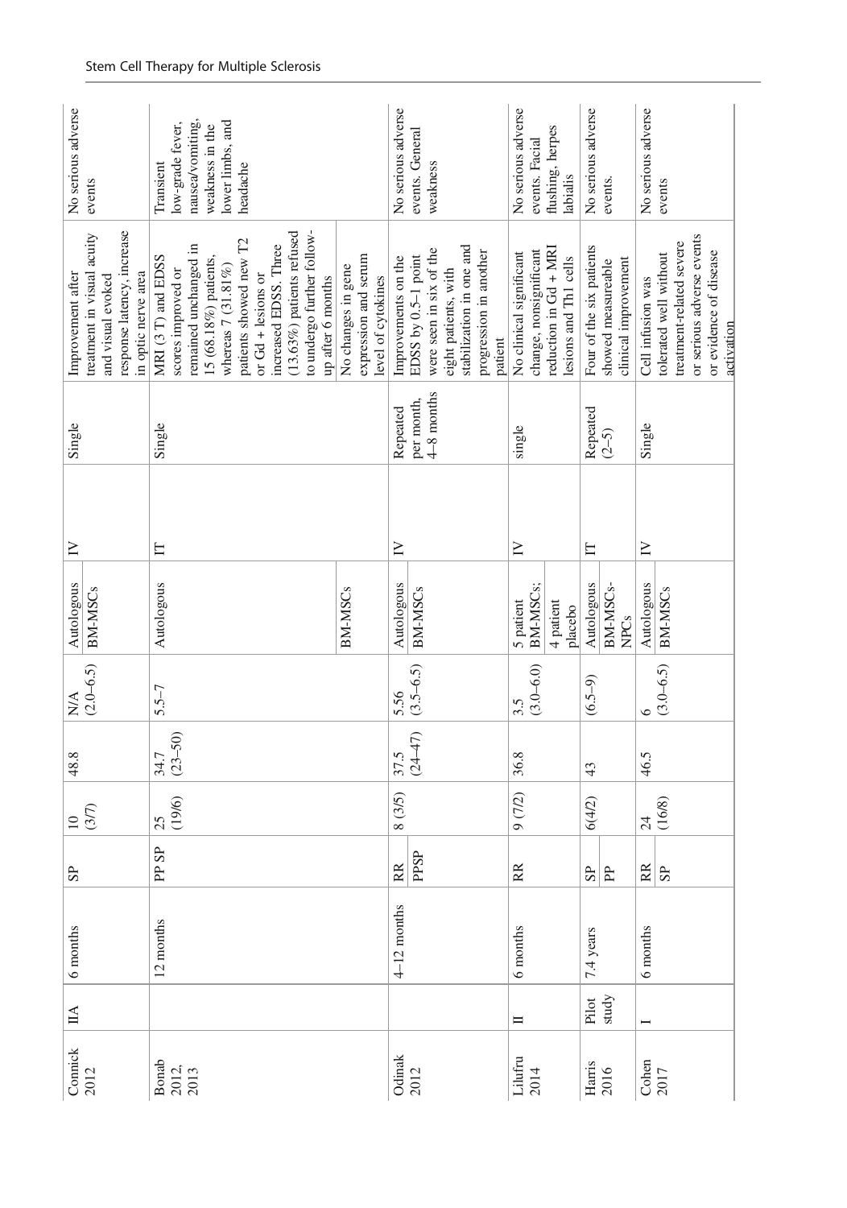| | | | | | | | | | | | |
|---|---|---|---|---|---|---|---|---|---|---|---|
| Connick 2012 | IIA | 6 months | SP | 10 (3/7) | 48.8 | N/A (2.0–6.5) | Autologous BM-MSCs | IV | Single | Improvement after treatment in visual acuity and visual evoked response latency, increase in optic nerve area | No serious adverse events |
| Bonab 2012, 2013 | | 12 months | PP SP | 25 (19/6) | 34.7 (23–50) | 5.5–7 | Autologous BM-MSCs | IT | Single | MRI (3 T) and EDSS scores improved or remained unchanged in 15 (68.18%) patients, whereas 7 (31.81%) patients showed new T2 or Gd + lesions or increased EDSS. Three (13.63%) patients refused to undergo further follow-up after 6 months<br>No changes in gene expression and serum level of cytokines | Transient low-grade fever, nausea/vomiting, weakness in the lower limbs, and headache |
| Odinak 2012 | | 4–12 months | RR PPSP | 8 (3/5) | 37.5 (24–47) | 5.56 (3.5–6.5) | Autologous BM-MSCs | IV | Repeated per month, 4–8 months | Improvements on the EDSS by 0.5–1 point were seen in six of the eight patients, with stabilization in one and progression in another patient | No serious adverse events. General weakness |
| Llufriu 2014 | II | 6 months | RR | 9 (7/2) | 36.8 | 3.5 (3.0–6.0) | 5 patient BM-MSCs; 4 patient placebo | IV | single | No clinical significant change, nonsignificant reduction in Gd + MRI lesions and Th1 cells | No serious adverse events. Facial flushing, herpes labialis |
| Harris 2016 | Pilot study | 7.4 years | SP PP | 6(4/2) | 43 | (6.5–9) | Autologous BM-MSCs-NPCs | IT | Repeated (2–5) | Four of the six patients showed measureable clinical improvement | No serious adverse events. |
| Cohen 2017 | I | 6 months | RR SP | 24 (16/8) | 46.5 | 6 (3.0–6.5) | Autologous BM-MSCs | IV | Single | Cell infusion was tolerated well without treatment-related severe or serious adverse events or evidence of disease activation | No serious adverse events |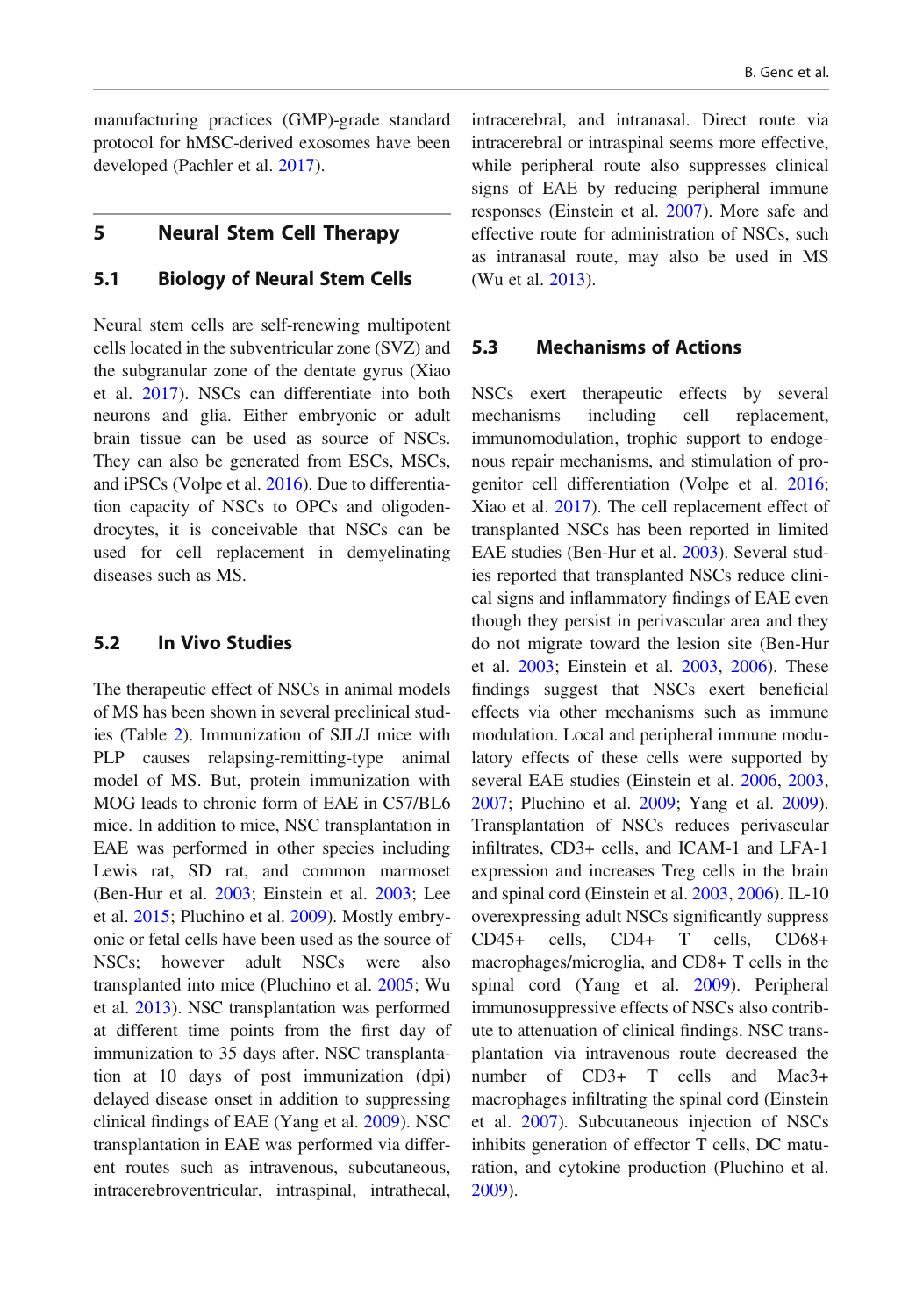manufacturing practices (GMP)-grade standard protocol for hMSC-derived exosomes have been developed (Pachler et al. 2017).

## 5 Neural Stem Cell Therapy

### 5.1 Biology of Neural Stem Cells

Neural stem cells are self-renewing multipotent cells located in the subventricular zone (SVZ) and the subgranular zone of the dentate gyrus (Xiao et al. 2017). NSCs can differentiate into both neurons and glia. Either embryonic or adult brain tissue can be used as source of NSCs. They can also be generated from ESCs, MSCs, and iPSCs (Volpe et al. 2016). Due to differentiation capacity of NSCs to OPCs and oligodendrocytes, it is conceivable that NSCs can be used for cell replacement in demyelinating diseases such as MS.

### 5.2 In Vivo Studies

The therapeutic effect of NSCs in animal models of MS has been shown in several preclinical studies (Table 2). Immunization of SJL/J mice with PLP causes relapsing-remitting-type animal model of MS. But, protein immunization with MOG leads to chronic form of EAE in C57/BL6 mice. In addition to mice, NSC transplantation in EAE was performed in other species including Lewis rat, SD rat, and common marmoset (Ben-Hur et al. 2003; Einstein et al. 2003; Lee et al. 2015; Pluchino et al. 2009). Mostly embryonic or fetal cells have been used as the source of NSCs; however adult NSCs were also transplanted into mice (Pluchino et al. 2005; Wu et al. 2013). NSC transplantation was performed at different time points from the first day of immunization to 35 days after. NSC transplantation at 10 days of post immunization (dpi) delayed disease onset in addition to suppressing clinical findings of EAE (Yang et al. 2009). NSC transplantation in EAE was performed via different routes such as intravenous, subcutaneous, intracerebroventricular, intraspinal, intrathecal, intracerebral, and intranasal. Direct route via intracerebral or intraspinal seems more effective, while peripheral route also suppresses clinical signs of EAE by reducing peripheral immune responses (Einstein et al. 2007). More safe and effective route for administration of NSCs, such as intranasal route, may also be used in MS (Wu et al. 2013).

### 5.3 Mechanisms of Actions

NSCs exert therapeutic effects by several mechanisms including cell replacement, immunomodulation, trophic support to endogenous repair mechanisms, and stimulation of progenitor cell differentiation (Volpe et al. 2016; Xiao et al. 2017). The cell replacement effect of transplanted NSCs has been reported in limited EAE studies (Ben-Hur et al. 2003). Several studies reported that transplanted NSCs reduce clinical signs and inflammatory findings of EAE even though they persist in perivascular area and they do not migrate toward the lesion site (Ben-Hur et al. 2003; Einstein et al. 2003, 2006). These findings suggest that NSCs exert beneficial effects via other mechanisms such as immune modulation. Local and peripheral immune modulatory effects of these cells were supported by several EAE studies (Einstein et al. 2006, 2003, 2007; Pluchino et al. 2009; Yang et al. 2009). Transplantation of NSCs reduces perivascular infiltrates, CD3+ cells, and ICAM-1 and LFA-1 expression and increases Treg cells in the brain and spinal cord (Einstein et al. 2003, 2006). IL-10 overexpressing adult NSCs significantly suppress CD45+ cells, CD4+ T cells, CD68+ macrophages/microglia, and CD8+ T cells in the spinal cord (Yang et al. 2009). Peripheral immunosuppressive effects of NSCs also contribute to attenuation of clinical findings. NSC transplantation via intravenous route decreased the number of CD3+ T cells and Mac3+ macrophages infiltrating the spinal cord (Einstein et al. 2007). Subcutaneous injection of NSCs inhibits generation of effector T cells, DC maturation, and cytokine production (Pluchino et al. 2009).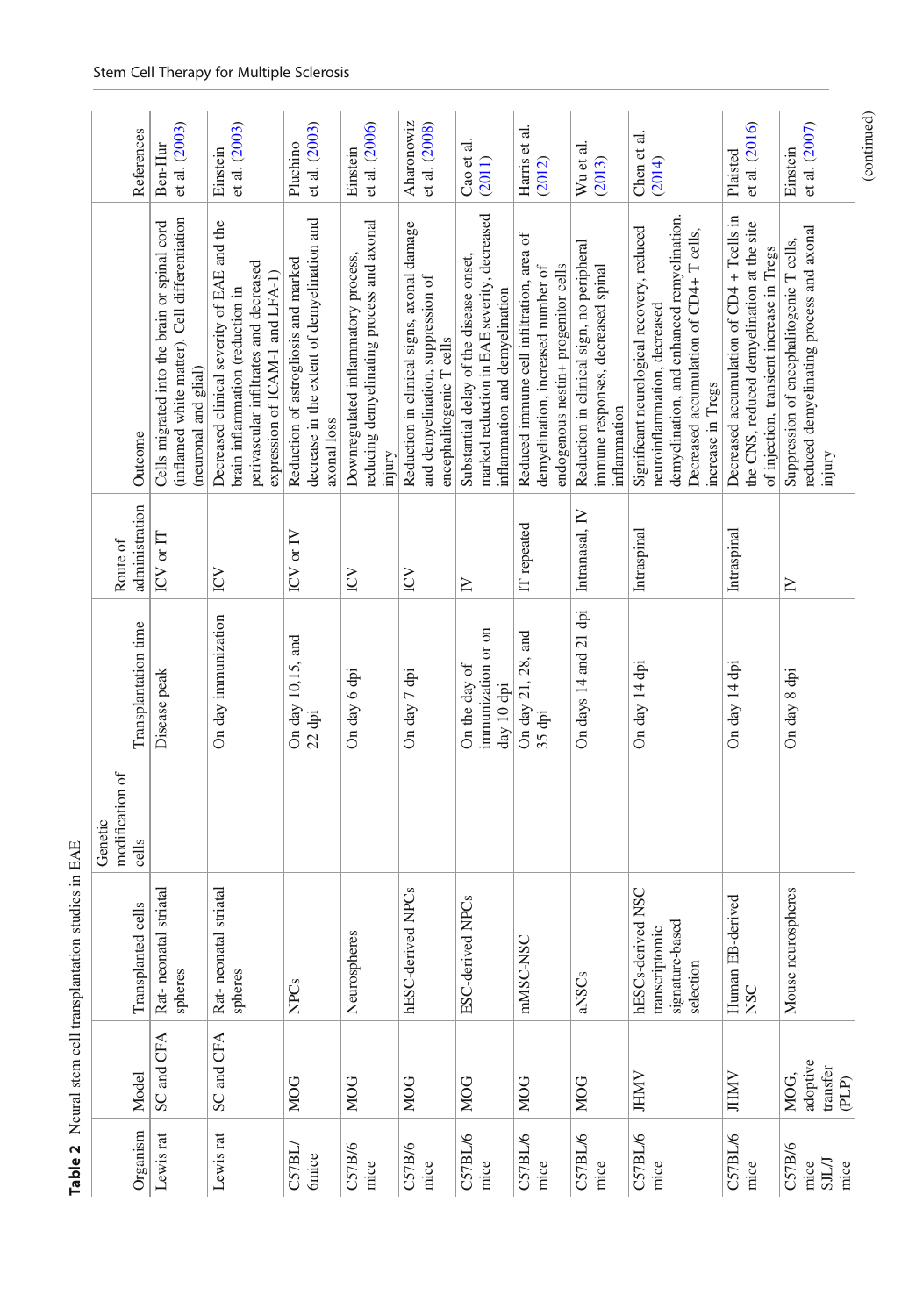**Table 2** Neural stem cell transplantation studies in EAE

| Organism | Model | Transplanted cells | Genetic modification of cells | Transplantation time | Route of administration | Outcome | References |
|---|---|---|---|---|---|---|---|
| Lewis rat | SC and CFA | Rat- neonatal striatal spheres | | Disease peak | ICV or IT | Cells migrated into the brain or spinal cord (inflamed white matter). Cell differentiation (neuronal and glial) | Ben-Hur et al. (2003) |
| Lewis rat | SC and CFA | Rat- neonatal striatal spheres | | On day immunization | ICV | Decreased clinical severity of EAE and the brain inflammation (reduction in perivascular infiltrates and decreased expression of ICAM-1 and LFA-1) | Einstein et al. (2003) |
| C57BL/6mice | MOG | NPCs | | On day 10,15, and 22 dpi | ICV or IV | Reduction of astrogliosis and marked decrease in the extent of demyelination and axonal loss | Pluchino et al. (2003) |
| C57B/6 mice | MOG | Neurospheres | | On day 6 dpi | ICV | Downregulated inflammatory process, reducing demyelinating process and axonal injury | Einstein et al. (2006) |
| C57B/6 mice | MOG | hESC-derived NPCs | | On day 7 dpi | ICV | Reduction in clinical signs, axonal damage and demyelination, suppression of encephalitogenic T cells | Aharonowiz et al. (2008) |
| C57BL/6 mice | MOG | ESC-derived NPCs | | On the day of immunization or on day 10 dpi | IV | Substantial delay of the disease onset, marked reduction in EAE severity, decreased inflammation and demyelination | Cao et al. (2011) |
| C57BL/6 mice | MOG | mMSC-NSC | | On day 21, 28, and 35 dpi | IT repeated | Reduced immune cell infiltration, area of demyelination, increased number of endogenous nestin+ progenitor cells | Harris et al. (2012) |
| C57BL/6 mice | MOG | aNSCs | | On days 14 and 21 dpi | Intranasal, IV | Reduction in clinical sign, no peripheral immune responses, decreased spinal inflammation | Wu et al. (2013) |
| C57BL/6 mice | JHMV | hESCs-derived NSC transcriptomic signature-based selection | | On day 14 dpi | Intraspinal | Significant neurological recovery, reduced neuroinflammation, decreased demyelination, and enhanced remyelination. Decreased accumulation of CD4+ T cells, increase in Tregs | Chen et al. (2014) |
| C57BL/6 mice | JHMV | Human EB-derived NSC | | On day 14 dpi | Intraspinal | Decreased accumulation of CD4 + Tcells in the CNS, reduced demyelination at the site of injection, transient increase in Tregs | Plaisted et al. (2016) |
| C57B/6 mice SJL/J mice | MOG, adoptive transfer (PLP) | Mouse neurospheres | | On day 8 dpi | IV | Suppression of encephalitogenic T cells, reduced demyelinating process and axonal injury | Einstein et al. (2007) |

(continued)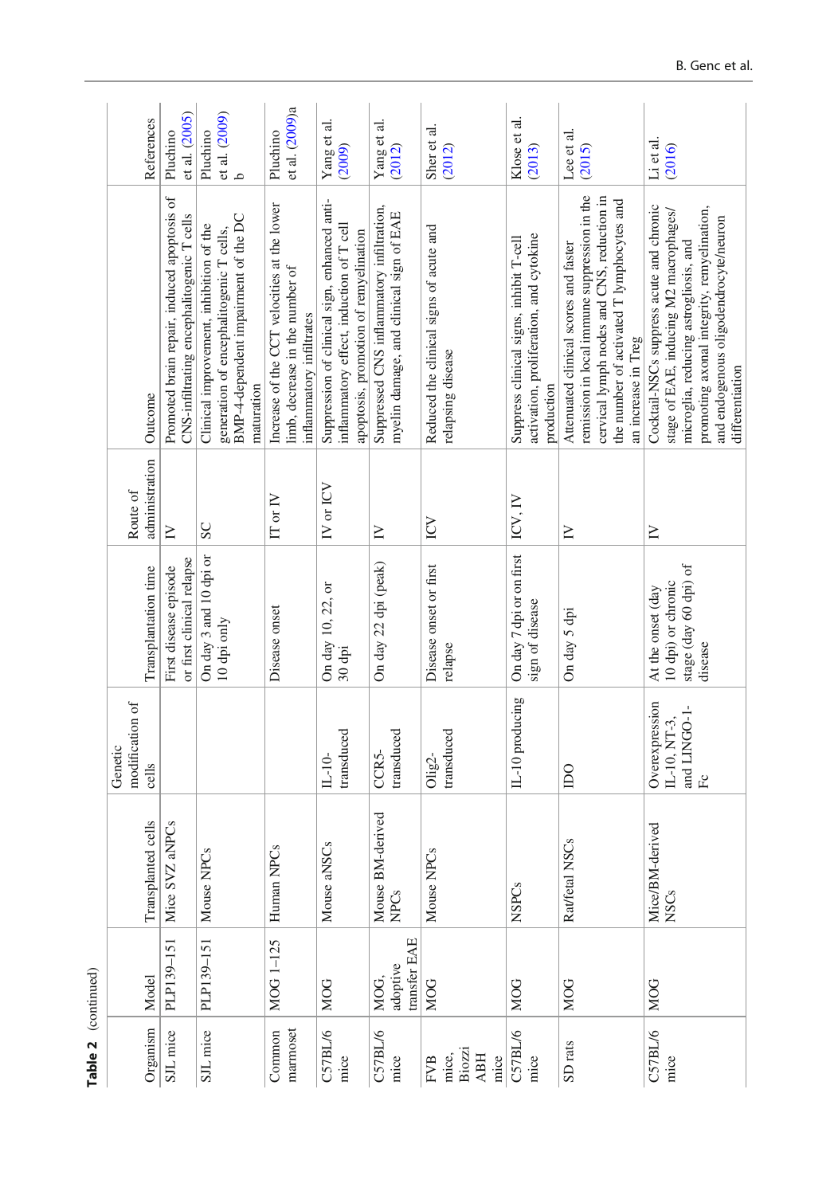**Table 2** (continued)

| Organism | Model | Transplanted cells | Genetic modification of cells | Transplantation time | Route of administration | Outcome | References |
|---|---|---|---|---|---|---|---|
| SJL mice | PLP139–151 | Mice SVZ aNPCs | | First disease episode or first clinical relapse | IV | Promoted brain repair, induced apoptosis of CNS-infiltrating encephalitogenic T cells | Pluchino et al. (2005) |
| SJL mice | PLP139–151 | Mouse NPCs | | On day 3 and 10 dpi or 10 dpi only | SC | Clinical improvement, inhibition of the generation of encephalitogenic T cells, BMP-4-dependent impairment of the DC maturation | Pluchino et al. (2009) b |
| Common marmoset | MOG 1–125 | Human NPCs | | Disease onset | IT or IV | Increase of the CCT velocities at the lower limb, decrease in the number of inflammatory infiltrates | Pluchino et al. (2009)a |
| C57BL/6 mice | MOG | Mouse aNSCs | IL-10-transduced | On day 10, 22, or 30 dpi | IV or ICV | Suppression of clinical sign, enhanced anti-inflammatory effect, induction of T cell apoptosis, promotion of remyelination | Yang et al. (2009) |
| C57BL/6 mice | MOG, adoptive transfer EAE | Mouse BM-derived NPCs | CCR5-transduced | On day 22 dpi (peak) | IV | Suppressed CNS inflammatory infiltration, myelin damage, and clinical sign of EAE | Yang et al. (2012) |
| FVB mice, Biozzi ABH mice | MOG | Mouse NPCs | Olig2-transduced | Disease onset or first relapse | ICV | Reduced the clinical signs of acute and relapsing disease | Sher et al. (2012) |
| C57BL/6 mice | MOG | NSPCs | IL-10 producing | On day 7 dpi or on first sign of disease | ICV, IV | Suppress clinical signs, inhibit T-cell activation, proliferation, and cytokine production | Klose et al. (2013) |
| SD rats | MOG | Rat/fetal NSCs | IDO | On day 5 dpi | IV | Attenuated clinical scores and faster remission in local immune suppression in the cervical lymph nodes and CNS, reduction in the number of activated T lymphocytes and an increase in Treg | Lee et al. (2015) |
| C57BL/6 mice | MOG | Mice/BM-derived NSCs | Overexpression IL-10, NT-3, and LINGO-1-Fc | At the onset (day 10 dpi) or chronic stage (day 60 dpi) of disease | IV | Cocktail-NSCs suppress acute and chronic stage of EAE, inducing M2 macrophages/microglia, reducing astrogliosis, and promoting axonal integrity, remyelination, and endogenous oligodendrocyte/neuron differentiation | Li et al. (2016) |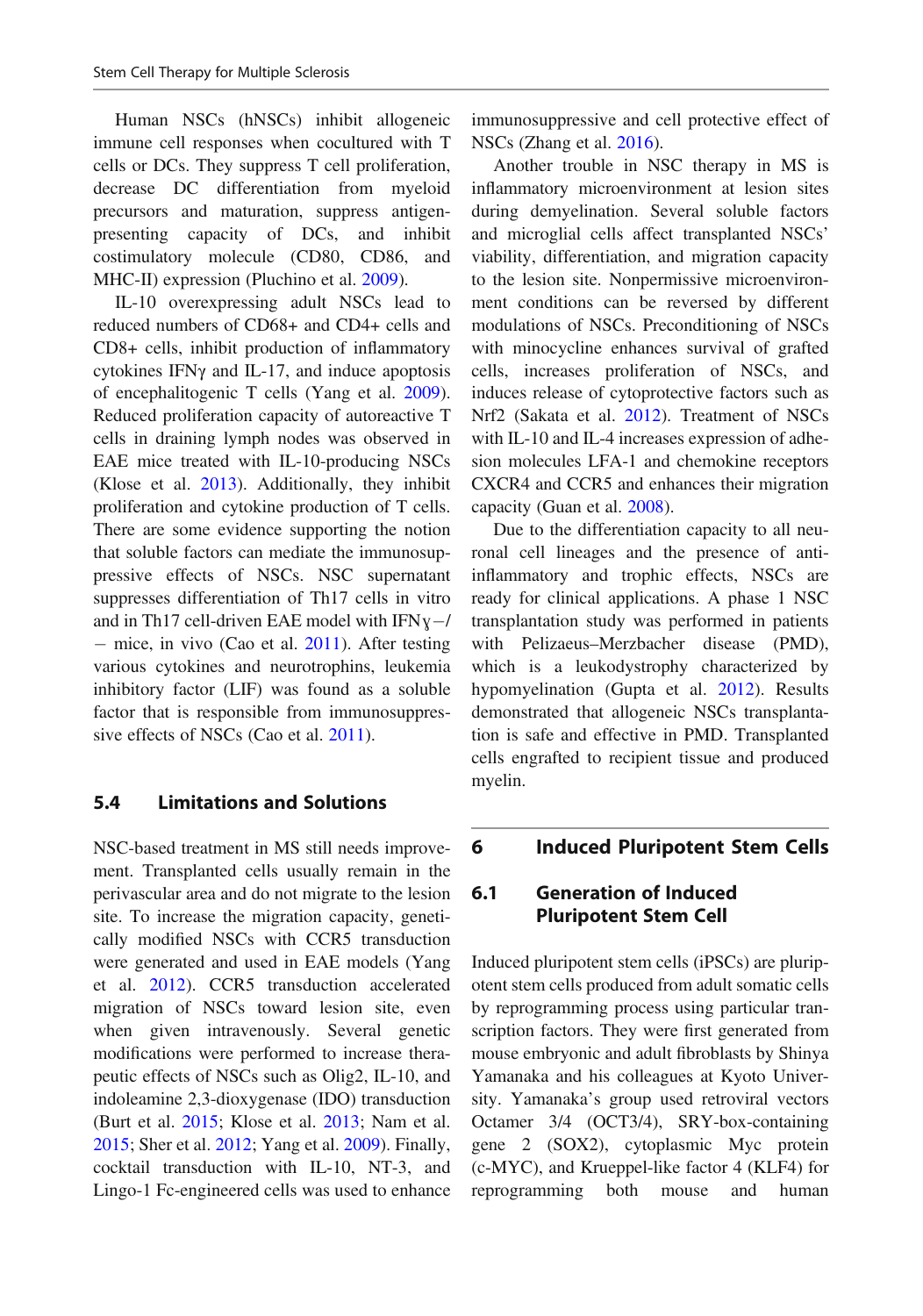Human NSCs (hNSCs) inhibit allogeneic immune cell responses when cocultured with T cells or DCs. They suppress T cell proliferation, decrease DC differentiation from myeloid precursors and maturation, suppress antigen-presenting capacity of DCs, and inhibit costimulatory molecule (CD80, CD86, and MHC-II) expression (Pluchino et al. 2009).

IL-10 overexpressing adult NSCs lead to reduced numbers of CD68+ and CD4+ cells and CD8+ cells, inhibit production of inflammatory cytokines IFNγ and IL-17, and induce apoptosis of encephalitogenic T cells (Yang et al. 2009). Reduced proliferation capacity of autoreactive T cells in draining lymph nodes was observed in EAE mice treated with IL-10-producing NSCs (Klose et al. 2013). Additionally, they inhibit proliferation and cytokine production of T cells. There are some evidence supporting the notion that soluble factors can mediate the immunosuppressive effects of NSCs. NSC supernatant suppresses differentiation of Th17 cells in vitro and in Th17 cell-driven EAE model with IFNɣ−/− mice, in vivo (Cao et al. 2011). After testing various cytokines and neurotrophins, leukemia inhibitory factor (LIF) was found as a soluble factor that is responsible from immunosuppressive effects of NSCs (Cao et al. 2011).

## 5.4 Limitations and Solutions

NSC-based treatment in MS still needs improvement. Transplanted cells usually remain in the perivascular area and do not migrate to the lesion site. To increase the migration capacity, genetically modified NSCs with CCR5 transduction were generated and used in EAE models (Yang et al. 2012). CCR5 transduction accelerated migration of NSCs toward lesion site, even when given intravenously. Several genetic modifications were performed to increase therapeutic effects of NSCs such as Olig2, IL-10, and indoleamine 2,3-dioxygenase (IDO) transduction (Burt et al. 2015; Klose et al. 2013; Nam et al. 2015; Sher et al. 2012; Yang et al. 2009). Finally, cocktail transduction with IL-10, NT-3, and Lingo-1 Fc-engineered cells was used to enhance immunosuppressive and cell protective effect of NSCs (Zhang et al. 2016).

Another trouble in NSC therapy in MS is inflammatory microenvironment at lesion sites during demyelination. Several soluble factors and microglial cells affect transplanted NSCs' viability, differentiation, and migration capacity to the lesion site. Nonpermissive microenvironment conditions can be reversed by different modulations of NSCs. Preconditioning of NSCs with minocycline enhances survival of grafted cells, increases proliferation of NSCs, and induces release of cytoprotective factors such as Nrf2 (Sakata et al. 2012). Treatment of NSCs with IL-10 and IL-4 increases expression of adhesion molecules LFA-1 and chemokine receptors CXCR4 and CCR5 and enhances their migration capacity (Guan et al. 2008).

Due to the differentiation capacity to all neuronal cell lineages and the presence of anti-inflammatory and trophic effects, NSCs are ready for clinical applications. A phase 1 NSC transplantation study was performed in patients with Pelizaeus–Merzbacher disease (PMD), which is a leukodystrophy characterized by hypomyelination (Gupta et al. 2012). Results demonstrated that allogeneic NSCs transplantation is safe and effective in PMD. Transplanted cells engrafted to recipient tissue and produced myelin.

# 6 Induced Pluripotent Stem Cells

## 6.1 Generation of Induced Pluripotent Stem Cell

Induced pluripotent stem cells (iPSCs) are pluripotent stem cells produced from adult somatic cells by reprogramming process using particular transcription factors. They were first generated from mouse embryonic and adult fibroblasts by Shinya Yamanaka and his colleagues at Kyoto University. Yamanaka's group used retroviral vectors Octamer 3/4 (OCT3/4), SRY-box-containing gene 2 (SOX2), cytoplasmic Myc protein (c-MYC), and Krueppel-like factor 4 (KLF4) for reprogramming both mouse and human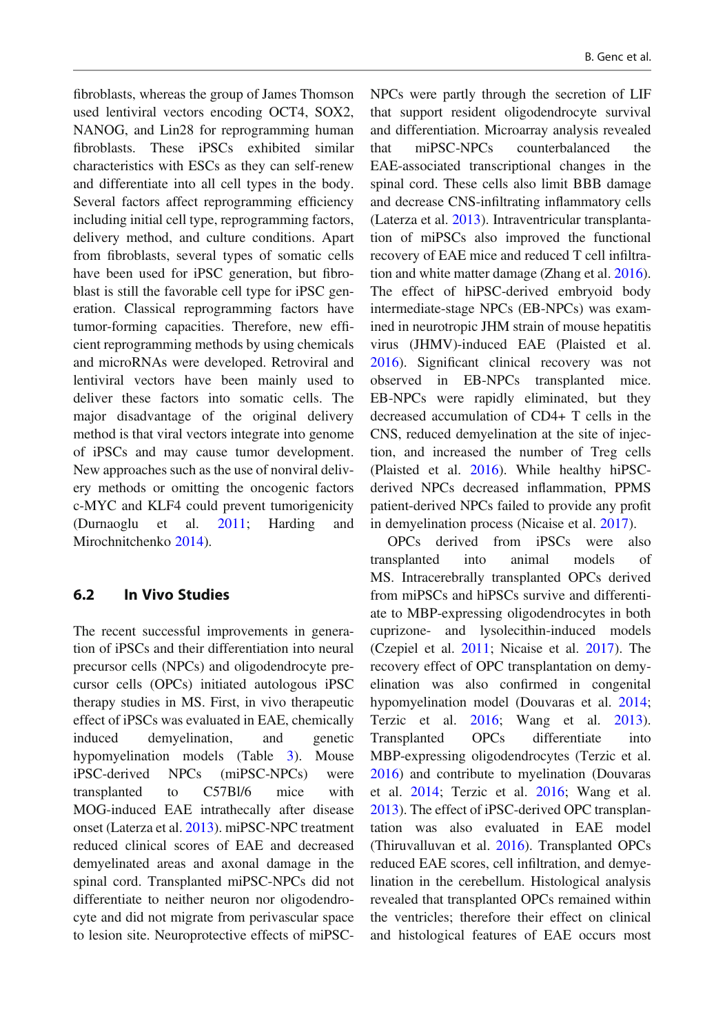fibroblasts, whereas the group of James Thomson used lentiviral vectors encoding OCT4, SOX2, NANOG, and Lin28 for reprogramming human fibroblasts. These iPSCs exhibited similar characteristics with ESCs as they can self-renew and differentiate into all cell types in the body. Several factors affect reprogramming efficiency including initial cell type, reprogramming factors, delivery method, and culture conditions. Apart from fibroblasts, several types of somatic cells have been used for iPSC generation, but fibroblast is still the favorable cell type for iPSC generation. Classical reprogramming factors have tumor-forming capacities. Therefore, new efficient reprogramming methods by using chemicals and microRNAs were developed. Retroviral and lentiviral vectors have been mainly used to deliver these factors into somatic cells. The major disadvantage of the original delivery method is that viral vectors integrate into genome of iPSCs and may cause tumor development. New approaches such as the use of nonviral delivery methods or omitting the oncogenic factors c-MYC and KLF4 could prevent tumorigenicity (Durnaoglu et al. 2011; Harding and Mirochnitchenko 2014).

## 6.2 In Vivo Studies

The recent successful improvements in generation of iPSCs and their differentiation into neural precursor cells (NPCs) and oligodendrocyte precursor cells (OPCs) initiated autologous iPSC therapy studies in MS. First, in vivo therapeutic effect of iPSCs was evaluated in EAE, chemically induced demyelination, and genetic hypomyelination models (Table 3). Mouse iPSC-derived NPCs (miPSC-NPCs) were transplanted to C57Bl/6 mice with MOG-induced EAE intrathecally after disease onset (Laterza et al. 2013). miPSC-NPC treatment reduced clinical scores of EAE and decreased demyelinated areas and axonal damage in the spinal cord. Transplanted miPSC-NPCs did not differentiate to neither neuron nor oligodendrocyte and did not migrate from perivascular space to lesion site. Neuroprotective effects of miPSC-NPCs were partly through the secretion of LIF that support resident oligodendrocyte survival and differentiation. Microarray analysis revealed that miPSC-NPCs counterbalanced the EAE-associated transcriptional changes in the spinal cord. These cells also limit BBB damage and decrease CNS-infiltrating inflammatory cells (Laterza et al. 2013). Intraventricular transplantation of miPSCs also improved the functional recovery of EAE mice and reduced T cell infiltration and white matter damage (Zhang et al. 2016). The effect of hiPSC-derived embryoid body intermediate-stage NPCs (EB-NPCs) was examined in neurotropic JHM strain of mouse hepatitis virus (JHMV)-induced EAE (Plaisted et al. 2016). Significant clinical recovery was not observed in EB-NPCs transplanted mice. EB-NPCs were rapidly eliminated, but they decreased accumulation of CD4+ T cells in the CNS, reduced demyelination at the site of injection, and increased the number of Treg cells (Plaisted et al. 2016). While healthy hiPSC-derived NPCs decreased inflammation, PPMS patient-derived NPCs failed to provide any profit in demyelination process (Nicaise et al. 2017).

OPCs derived from iPSCs were also transplanted into animal models of MS. Intracerebrally transplanted OPCs derived from miPSCs and hiPSCs survive and differentiate to MBP-expressing oligodendrocytes in both cuprizone- and lysolecithin-induced models (Czepiel et al. 2011; Nicaise et al. 2017). The recovery effect of OPC transplantation on demyelination was also confirmed in congenital hypomyelination model (Douvaras et al. 2014; Terzic et al. 2016; Wang et al. 2013). Transplanted OPCs differentiate into MBP-expressing oligodendrocytes (Terzic et al. 2016) and contribute to myelination (Douvaras et al. 2014; Terzic et al. 2016; Wang et al. 2013). The effect of iPSC-derived OPC transplantation was also evaluated in EAE model (Thiruvalluvan et al. 2016). Transplanted OPCs reduced EAE scores, cell infiltration, and demyelination in the cerebellum. Histological analysis revealed that transplanted OPCs remained within the ventricles; therefore their effect on clinical and histological features of EAE occurs most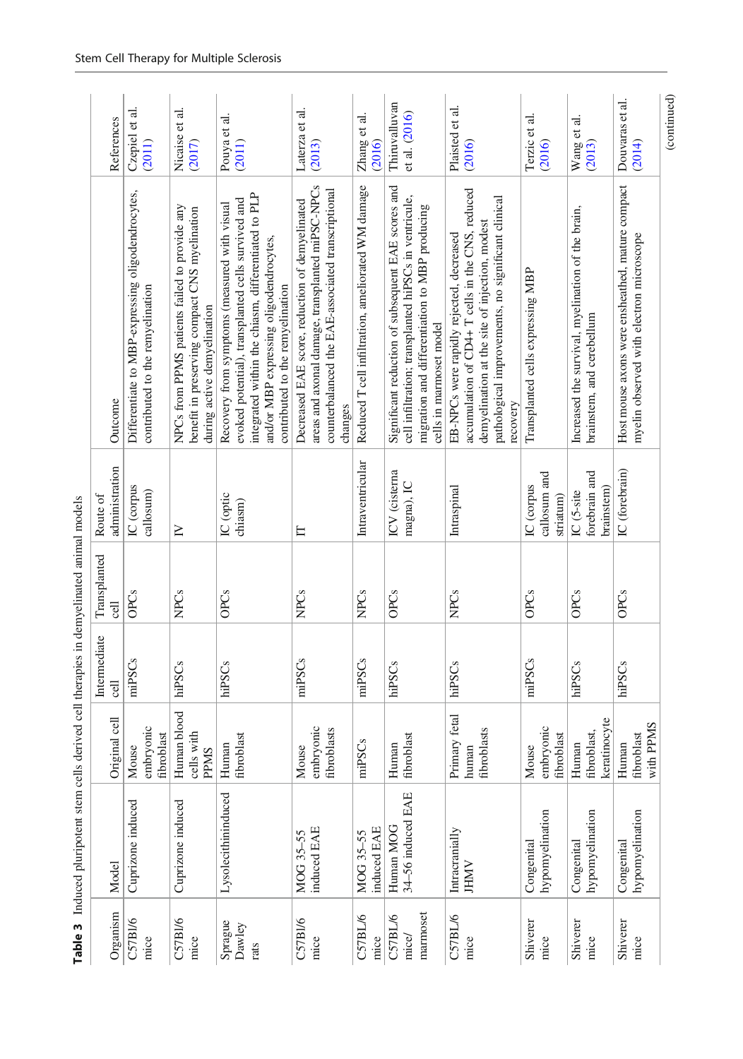**Table 3** Induced pluripotent stem cells derived cell therapies in demyelinated animal models

| Organism | Model | Original cell | Intermediate cell | Transplanted cell | Route of administration | Outcome | References |
|---|---|---|---|---|---|---|---|
| C57Bl/6 mice | Cuprizone induced | Mouse embryonic fibroblast | miPSCs | OPCs | IC (corpus callosum) | Differentiate to MBP-expressing oligodendrocytes, contributed to the remyelination | Czepiel et al. (2011) |
| C57Bl/6 mice | Cuprizone induced | Human blood cells with PPMS | hiPSCs | NPCs | IV | NPCs from PPMS patients failed to provide any benefit in preserving compact CNS myelination during active demyelination | Nicaise et al. (2017) |
| Sprague Dawley rats | Lysolecithininduced | Human fibroblast | hiPSCs | OPCs | IC (optic chiasm) | Recovery from symptoms (measured with visual evoked potential), transplanted cells survived and integrated within the chiasm, differentiated to PLP and/or MBP expressing oligodendrocytes, contributed to the remyelination | Pouya et al. (2011) |
| C57Bl/6 mice | MOG 35–55 induced EAE | Mouse embryonic fibroblasts | miPSCs | NPCs | IT | Decreased EAE score, reduction of demyelinated areas and axonal damage, transplanted miPSC-NPCs counterbalanced the EAE-associated transcriptional changes | Laterza et al. (2013) |
| C57BL/6 mice | MOG 35–55 induced EAE | miPSCs | miPSCs | NPCs | Intraventricular | Reduced T cell infiltration, ameliorated WM damage | Zhang et al. (2016) |
| C57BL/6 mice/ marmoset | Human MOG 34–56 induced EAE | Human fibroblast | hiPSCs | OPCs | ICV (cisterna magna), IC | Significant reduction of subsequent EAE scores and cell infiltration; transplanted hiPSCs in ventricule, migration and differentiation to MBP producing cells in marmoset model | Thiruvalluvan et al. (2016) |
| C57BL/6 mice | Intracranially JHMV | Primary fetal human fibroblasts | hiPSCs | NPCs | Intraspinal | EB-NPCs were rapidly rejected, decreased accumulation of CD4+ T cells in the CNS, reduced demyelination at the site of injection, modest pathological improvements, no significant clinical recovery | Plaisted et al. (2016) |
| Shiverer mice | Congenital hypomyelination | Mouse embryonic fibroblast | miPSCs | OPCs | IC (corpus callosum and striatum) | Transplanted cells expressing MBP | Terzic et al. (2016) |
| Shiverer mice | Congenital hypomyelination | Human fibroblast, keratinocyte | hiPSCs | OPCs | IC (5-site forebrain and brainstem) | Increased the survival, myelination of the brain, brainstem, and cerebellum | Wang et al. (2013) |
| Shiverer mice | Congenital hypomyelination | Human fibroblast with PPMS | hiPSCs | OPCs | IC (forebrain) | Host mouse axons were ensheathed, mature compact myelin observed with electron microscope | Douvaras et al. (2014) |

(continued)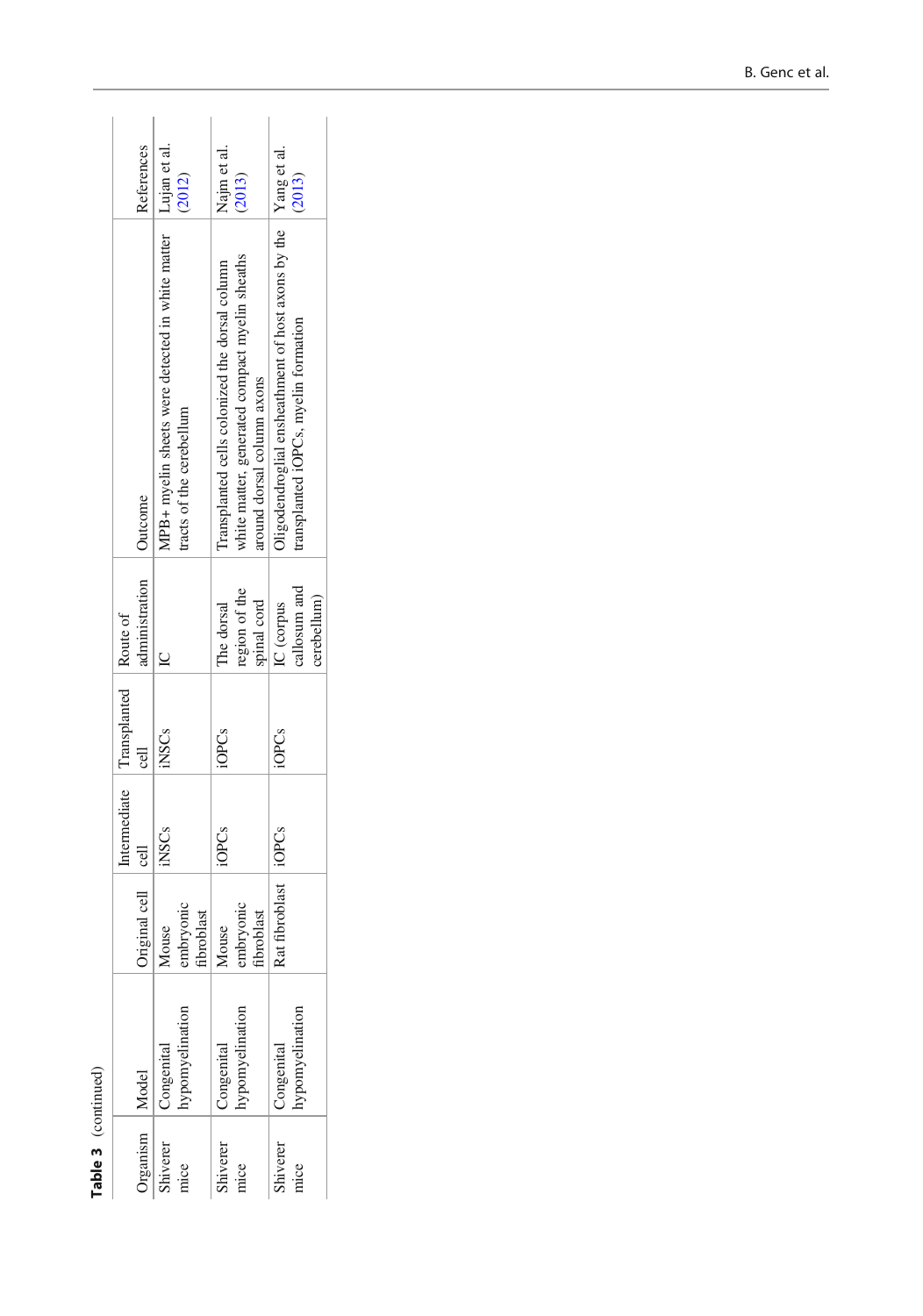**Table 3** (continued)

| Organism | Model | Original cell | Intermediate cell | Transplanted cell | Route of administration | Outcome | References |
|---|---|---|---|---|---|---|---|
| Shiverer mice | Congenital hypomyelination | Mouse embryonic fibroblast | iNSCs | iNSCs | IC | MPB+ myelin sheets were detected in white matter tracts of the cerebellum | Lujan et al. (2012) |
| Shiverer mice | Congenital hypomyelination | Mouse embryonic fibroblast | iOPCs | iOPCs | The dorsal region of the spinal cord | Transplanted cells colonized the dorsal column white matter, generated compact myelin sheaths around dorsal column axons | Najm et al. (2013) |
| Shiverer mice | Congenital hypomyelination | Rat fibroblast | iOPCs | iOPCs | IC (corpus callosum and cerebellum) | Oligodendroglial ensheathment of host axons by the transplanted iOPCs, myelin formation | Yang et al. (2013) |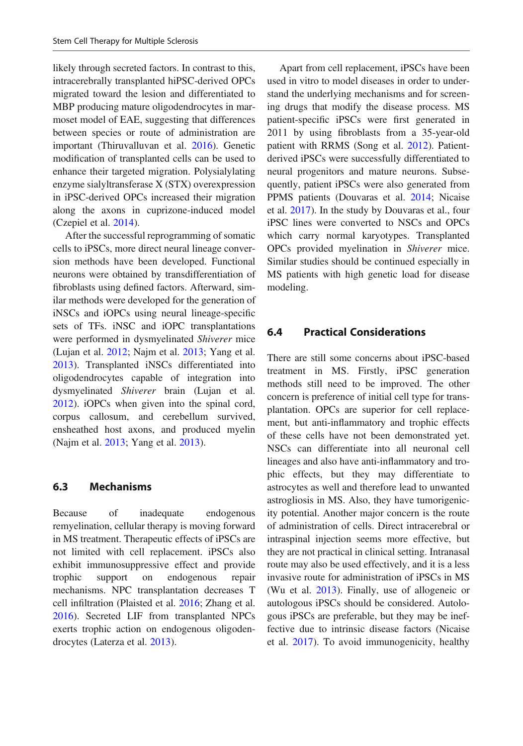likely through secreted factors. In contrast to this, intracerebrally transplanted hiPSC-derived OPCs migrated toward the lesion and differentiated to MBP producing mature oligodendrocytes in marmoset model of EAE, suggesting that differences between species or route of administration are important (Thiruvalluvan et al. 2016). Genetic modification of transplanted cells can be used to enhance their targeted migration. Polysialylating enzyme sialyltransferase X (STX) overexpression in iPSC-derived OPCs increased their migration along the axons in cuprizone-induced model (Czepiel et al. 2014).

After the successful reprogramming of somatic cells to iPSCs, more direct neural lineage conversion methods have been developed. Functional neurons were obtained by transdifferentiation of fibroblasts using defined factors. Afterward, similar methods were developed for the generation of iNSCs and iOPCs using neural lineage-specific sets of TFs. iNSC and iOPC transplantations were performed in dysmyelinated *Shiverer* mice (Lujan et al. 2012; Najm et al. 2013; Yang et al. 2013). Transplanted iNSCs differentiated into oligodendrocytes capable of integration into dysmyelinated *Shiverer* brain (Lujan et al. 2012). iOPCs when given into the spinal cord, corpus callosum, and cerebellum survived, ensheathed host axons, and produced myelin (Najm et al. 2013; Yang et al. 2013).

## 6.3 Mechanisms

Because of inadequate endogenous remyelination, cellular therapy is moving forward in MS treatment. Therapeutic effects of iPSCs are not limited with cell replacement. iPSCs also exhibit immunosuppressive effect and provide trophic support on endogenous repair mechanisms. NPC transplantation decreases T cell infiltration (Plaisted et al. 2016; Zhang et al. 2016). Secreted LIF from transplanted NPCs exerts trophic action on endogenous oligodendrocytes (Laterza et al. 2013).

Apart from cell replacement, iPSCs have been used in vitro to model diseases in order to understand the underlying mechanisms and for screening drugs that modify the disease process. MS patient-specific iPSCs were first generated in 2011 by using fibroblasts from a 35-year-old patient with RRMS (Song et al. 2012). Patient-derived iPSCs were successfully differentiated to neural progenitors and mature neurons. Subsequently, patient iPSCs were also generated from PPMS patients (Douvaras et al. 2014; Nicaise et al. 2017). In the study by Douvaras et al., four iPSC lines were converted to NSCs and OPCs which carry normal karyotypes. Transplanted OPCs provided myelination in *Shiverer* mice. Similar studies should be continued especially in MS patients with high genetic load for disease modeling.

## 6.4 Practical Considerations

There are still some concerns about iPSC-based treatment in MS. Firstly, iPSC generation methods still need to be improved. The other concern is preference of initial cell type for transplantation. OPCs are superior for cell replacement, but anti-inflammatory and trophic effects of these cells have not been demonstrated yet. NSCs can differentiate into all neuronal cell lineages and also have anti-inflammatory and trophic effects, but they may differentiate to astrocytes as well and therefore lead to unwanted astrogliosis in MS. Also, they have tumorigenicity potential. Another major concern is the route of administration of cells. Direct intracerebral or intraspinal injection seems more effective, but they are not practical in clinical setting. Intranasal route may also be used effectively, and it is a less invasive route for administration of iPSCs in MS (Wu et al. 2013). Finally, use of allogeneic or autologous iPSCs should be considered. Autologous iPSCs are preferable, but they may be ineffective due to intrinsic disease factors (Nicaise et al. 2017). To avoid immunogenicity, healthy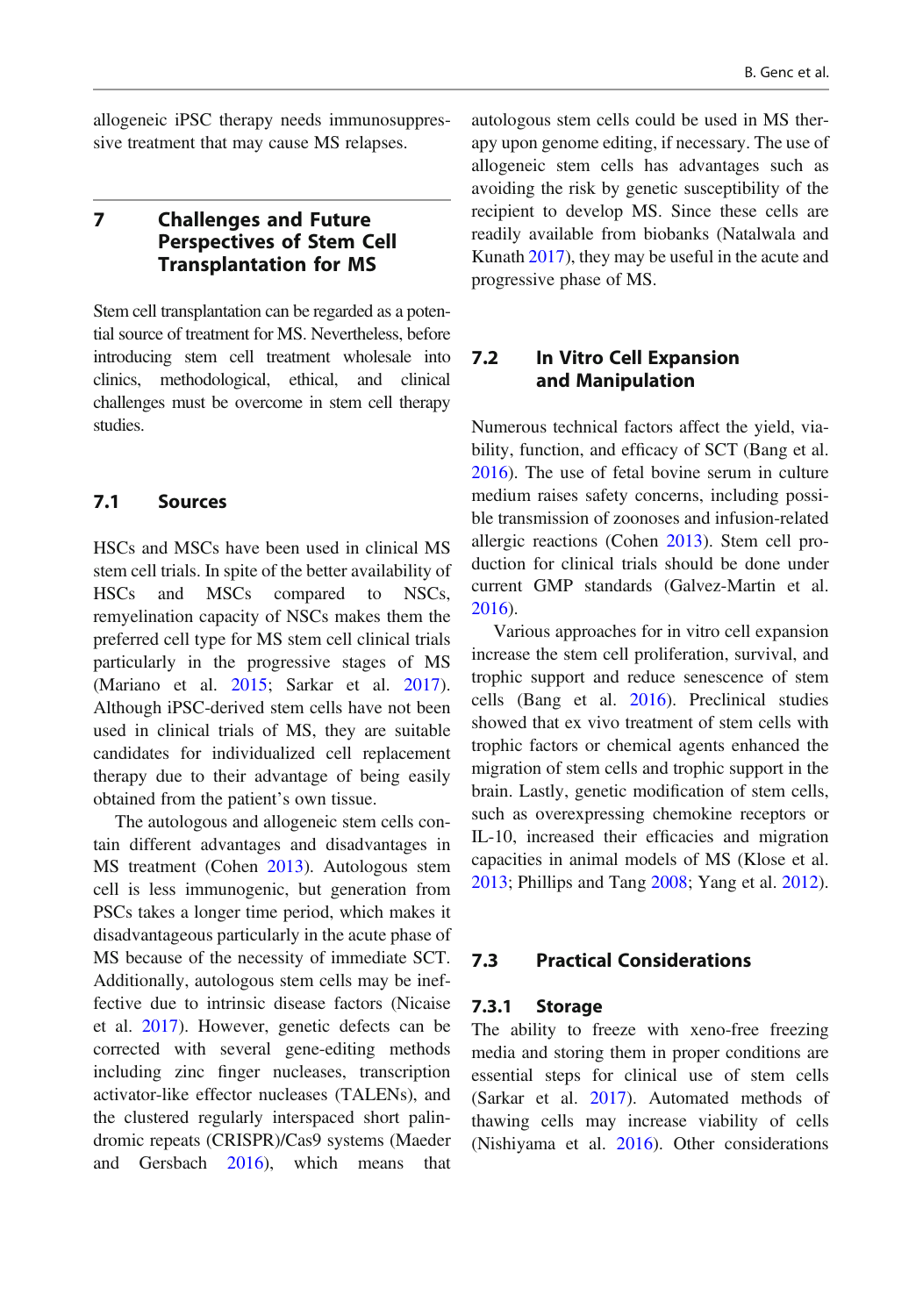allogeneic iPSC therapy needs immunosuppressive treatment that may cause MS relapses.

## 7 Challenges and Future Perspectives of Stem Cell Transplantation for MS

Stem cell transplantation can be regarded as a potential source of treatment for MS. Nevertheless, before introducing stem cell treatment wholesale into clinics, methodological, ethical, and clinical challenges must be overcome in stem cell therapy studies.

### 7.1 Sources

HSCs and MSCs have been used in clinical MS stem cell trials. In spite of the better availability of HSCs and MSCs compared to NSCs, remyelination capacity of NSCs makes them the preferred cell type for MS stem cell clinical trials particularly in the progressive stages of MS (Mariano et al. 2015; Sarkar et al. 2017). Although iPSC-derived stem cells have not been used in clinical trials of MS, they are suitable candidates for individualized cell replacement therapy due to their advantage of being easily obtained from the patient's own tissue.

The autologous and allogeneic stem cells contain different advantages and disadvantages in MS treatment (Cohen 2013). Autologous stem cell is less immunogenic, but generation from PSCs takes a longer time period, which makes it disadvantageous particularly in the acute phase of MS because of the necessity of immediate SCT. Additionally, autologous stem cells may be ineffective due to intrinsic disease factors (Nicaise et al. 2017). However, genetic defects can be corrected with several gene-editing methods including zinc finger nucleases, transcription activator-like effector nucleases (TALENs), and the clustered regularly interspaced short palindromic repeats (CRISPR)/Cas9 systems (Maeder and Gersbach 2016), which means that autologous stem cells could be used in MS therapy upon genome editing, if necessary. The use of allogeneic stem cells has advantages such as avoiding the risk by genetic susceptibility of the recipient to develop MS. Since these cells are readily available from biobanks (Natalwala and Kunath 2017), they may be useful in the acute and progressive phase of MS.

### 7.2 In Vitro Cell Expansion and Manipulation

Numerous technical factors affect the yield, viability, function, and efficacy of SCT (Bang et al. 2016). The use of fetal bovine serum in culture medium raises safety concerns, including possible transmission of zoonoses and infusion-related allergic reactions (Cohen 2013). Stem cell production for clinical trials should be done under current GMP standards (Galvez-Martin et al. 2016).

Various approaches for in vitro cell expansion increase the stem cell proliferation, survival, and trophic support and reduce senescence of stem cells (Bang et al. 2016). Preclinical studies showed that ex vivo treatment of stem cells with trophic factors or chemical agents enhanced the migration of stem cells and trophic support in the brain. Lastly, genetic modification of stem cells, such as overexpressing chemokine receptors or IL-10, increased their efficacies and migration capacities in animal models of MS (Klose et al. 2013; Phillips and Tang 2008; Yang et al. 2012).

### 7.3 Practical Considerations

#### 7.3.1 Storage

The ability to freeze with xeno-free freezing media and storing them in proper conditions are essential steps for clinical use of stem cells (Sarkar et al. 2017). Automated methods of thawing cells may increase viability of cells (Nishiyama et al. 2016). Other considerations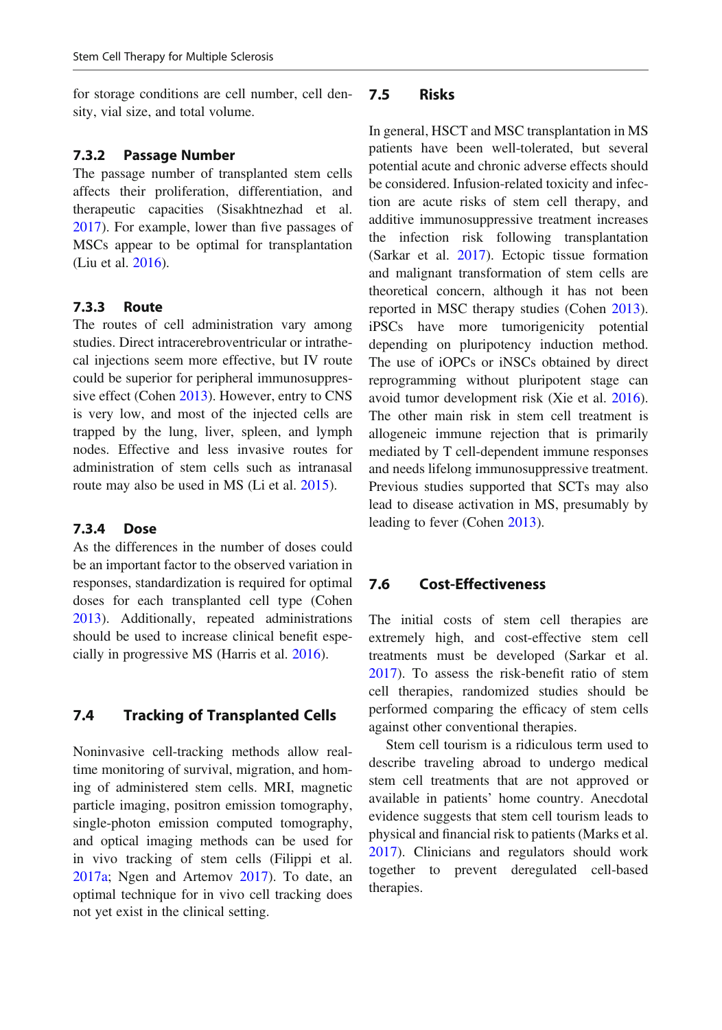for storage conditions are cell number, cell density, vial size, and total volume.

### 7.3.2 Passage Number

The passage number of transplanted stem cells affects their proliferation, differentiation, and therapeutic capacities (Sisakhtnezhad et al. 2017). For example, lower than five passages of MSCs appear to be optimal for transplantation (Liu et al. 2016).

### 7.3.3 Route

The routes of cell administration vary among studies. Direct intracerebroventricular or intrathecal injections seem more effective, but IV route could be superior for peripheral immunosuppressive effect (Cohen 2013). However, entry to CNS is very low, and most of the injected cells are trapped by the lung, liver, spleen, and lymph nodes. Effective and less invasive routes for administration of stem cells such as intranasal route may also be used in MS (Li et al. 2015).

### 7.3.4 Dose

As the differences in the number of doses could be an important factor to the observed variation in responses, standardization is required for optimal doses for each transplanted cell type (Cohen 2013). Additionally, repeated administrations should be used to increase clinical benefit especially in progressive MS (Harris et al. 2016).

## 7.4 Tracking of Transplanted Cells

Noninvasive cell-tracking methods allow real-time monitoring of survival, migration, and homing of administered stem cells. MRI, magnetic particle imaging, positron emission tomography, single-photon emission computed tomography, and optical imaging methods can be used for in vivo tracking of stem cells (Filippi et al. 2017a; Ngen and Artemov 2017). To date, an optimal technique for in vivo cell tracking does not yet exist in the clinical setting.

## 7.5 Risks

In general, HSCT and MSC transplantation in MS patients have been well-tolerated, but several potential acute and chronic adverse effects should be considered. Infusion-related toxicity and infection are acute risks of stem cell therapy, and additive immunosuppressive treatment increases the infection risk following transplantation (Sarkar et al. 2017). Ectopic tissue formation and malignant transformation of stem cells are theoretical concern, although it has not been reported in MSC therapy studies (Cohen 2013). iPSCs have more tumorigenicity potential depending on pluripotency induction method. The use of iOPCs or iNSCs obtained by direct reprogramming without pluripotent stage can avoid tumor development risk (Xie et al. 2016). The other main risk in stem cell treatment is allogeneic immune rejection that is primarily mediated by T cell-dependent immune responses and needs lifelong immunosuppressive treatment. Previous studies supported that SCTs may also lead to disease activation in MS, presumably by leading to fever (Cohen 2013).

## 7.6 Cost-Effectiveness

The initial costs of stem cell therapies are extremely high, and cost-effective stem cell treatments must be developed (Sarkar et al. 2017). To assess the risk-benefit ratio of stem cell therapies, randomized studies should be performed comparing the efficacy of stem cells against other conventional therapies.

Stem cell tourism is a ridiculous term used to describe traveling abroad to undergo medical stem cell treatments that are not approved or available in patients' home country. Anecdotal evidence suggests that stem cell tourism leads to physical and financial risk to patients (Marks et al. 2017). Clinicians and regulators should work together to prevent deregulated cell-based therapies.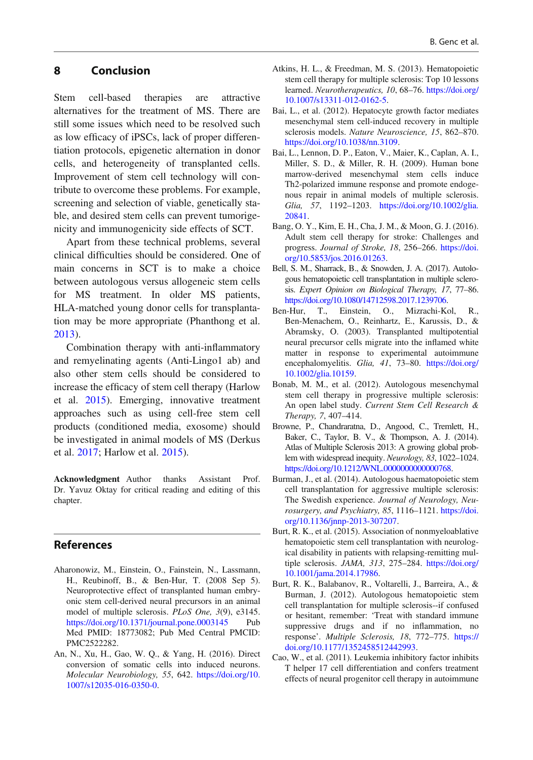## 8 Conclusion

Stem cell-based therapies are attractive alternatives for the treatment of MS. There are still some issues which need to be resolved such as low efficacy of iPSCs, lack of proper differentiation protocols, epigenetic alternation in donor cells, and heterogeneity of transplanted cells. Improvement of stem cell technology will contribute to overcome these problems. For example, screening and selection of viable, genetically stable, and desired stem cells can prevent tumorigenicity and immunogenicity side effects of SCT.

Apart from these technical problems, several clinical difficulties should be considered. One of main concerns in SCT is to make a choice between autologous versus allogeneic stem cells for MS treatment. In older MS patients, HLA-matched young donor cells for transplantation may be more appropriate (Phanthong et al. 2013).

Combination therapy with anti-inflammatory and remyelinating agents (Anti-Lingo1 ab) and also other stem cells should be considered to increase the efficacy of stem cell therapy (Harlow et al. 2015). Emerging, innovative treatment approaches such as using cell-free stem cell products (conditioned media, exosome) should be investigated in animal models of MS (Derkus et al. 2017; Harlow et al. 2015).

**Acknowledgment** Author thanks Assistant Prof. Dr. Yavuz Oktay for critical reading and editing of this chapter.

## References

Aharonowiz, M., Einstein, O., Fainstein, N., Lassmann, H., Reubinoff, B., & Ben-Hur, T. (2008 Sep 5). Neuroprotective effect of transplanted human embryonic stem cell-derived neural precursors in an animal model of multiple sclerosis. *PLoS One, 3*(9), e3145. https://doi.org/10.1371/journal.pone.0003145 PubMed PMID: 18773082; PubMed Central PMCID: PMC2522282.

An, N., Xu, H., Gao, W. Q., & Yang, H. (2016). Direct conversion of somatic cells into induced neurons. *Molecular Neurobiology, 55*, 642. https://doi.org/10.1007/s12035-016-0350-0.

Atkins, H. L., & Freedman, M. S. (2013). Hematopoietic stem cell therapy for multiple sclerosis: Top 10 lessons learned. *Neurotherapeutics, 10*, 68–76. https://doi.org/10.1007/s13311-012-0162-5.

Bai, L., et al. (2012). Hepatocyte growth factor mediates mesenchymal stem cell-induced recovery in multiple sclerosis models. *Nature Neuroscience, 15*, 862–870. https://doi.org/10.1038/nn.3109.

Bai, L., Lennon, D. P., Eaton, V., Maier, K., Caplan, A. I., Miller, S. D., & Miller, R. H. (2009). Human bone marrow-derived mesenchymal stem cells induce Th2-polarized immune response and promote endogenous repair in animal models of multiple sclerosis. *Glia, 57*, 1192–1203. https://doi.org/10.1002/glia.20841.

Bang, O. Y., Kim, E. H., Cha, J. M., & Moon, G. J. (2016). Adult stem cell therapy for stroke: Challenges and progress. *Journal of Stroke, 18*, 256–266. https://doi.org/10.5853/jos.2016.01263.

Bell, S. M., Sharrack, B., & Snowden, J. A. (2017). Autologous hematopoietic cell transplantation in multiple sclerosis. *Expert Opinion on Biological Therapy, 17*, 77–86. https://doi.org/10.1080/14712598.2017.1239706.

Ben-Hur, T., Einstein, O., Mizrachi-Kol, R., Ben-Menachem, O., Reinhartz, E., Karussis, D., & Abramsky, O. (2003). Transplanted multipotential neural precursor cells migrate into the inflamed white matter in response to experimental autoimmune encephalomyelitis. *Glia, 41*, 73–80. https://doi.org/10.1002/glia.10159.

Bonab, M. M., et al. (2012). Autologous mesenchymal stem cell therapy in progressive multiple sclerosis: An open label study. *Current Stem Cell Research & Therapy, 7*, 407–414.

Browne, P., Chandraratna, D., Angood, C., Tremlett, H., Baker, C., Taylor, B. V., & Thompson, A. J. (2014). Atlas of Multiple Sclerosis 2013: A growing global problem with widespread inequity. *Neurology, 83*, 1022–1024. https://doi.org/10.1212/WNL.0000000000000768.

Burman, J., et al. (2014). Autologous haematopoietic stem cell transplantation for aggressive multiple sclerosis: The Swedish experience. *Journal of Neurology, Neurosurgery, and Psychiatry, 85*, 1116–1121. https://doi.org/10.1136/jnnp-2013-307207.

Burt, R. K., et al. (2015). Association of nonmyeloablative hematopoietic stem cell transplantation with neurological disability in patients with relapsing-remitting multiple sclerosis. *JAMA, 313*, 275–284. https://doi.org/10.1001/jama.2014.17986.

Burt, R. K., Balabanov, R., Voltarelli, J., Barreira, A., & Burman, J. (2012). Autologous hematopoietic stem cell transplantation for multiple sclerosis--if confused or hesitant, remember: 'Treat with standard immune suppressive drugs and if no inflammation, no response'. *Multiple Sclerosis, 18*, 772–775. https://doi.org/10.1177/1352458512442993.

Cao, W., et al. (2011). Leukemia inhibitory factor inhibits T helper 17 cell differentiation and confers treatment effects of neural progenitor cell therapy in autoimmune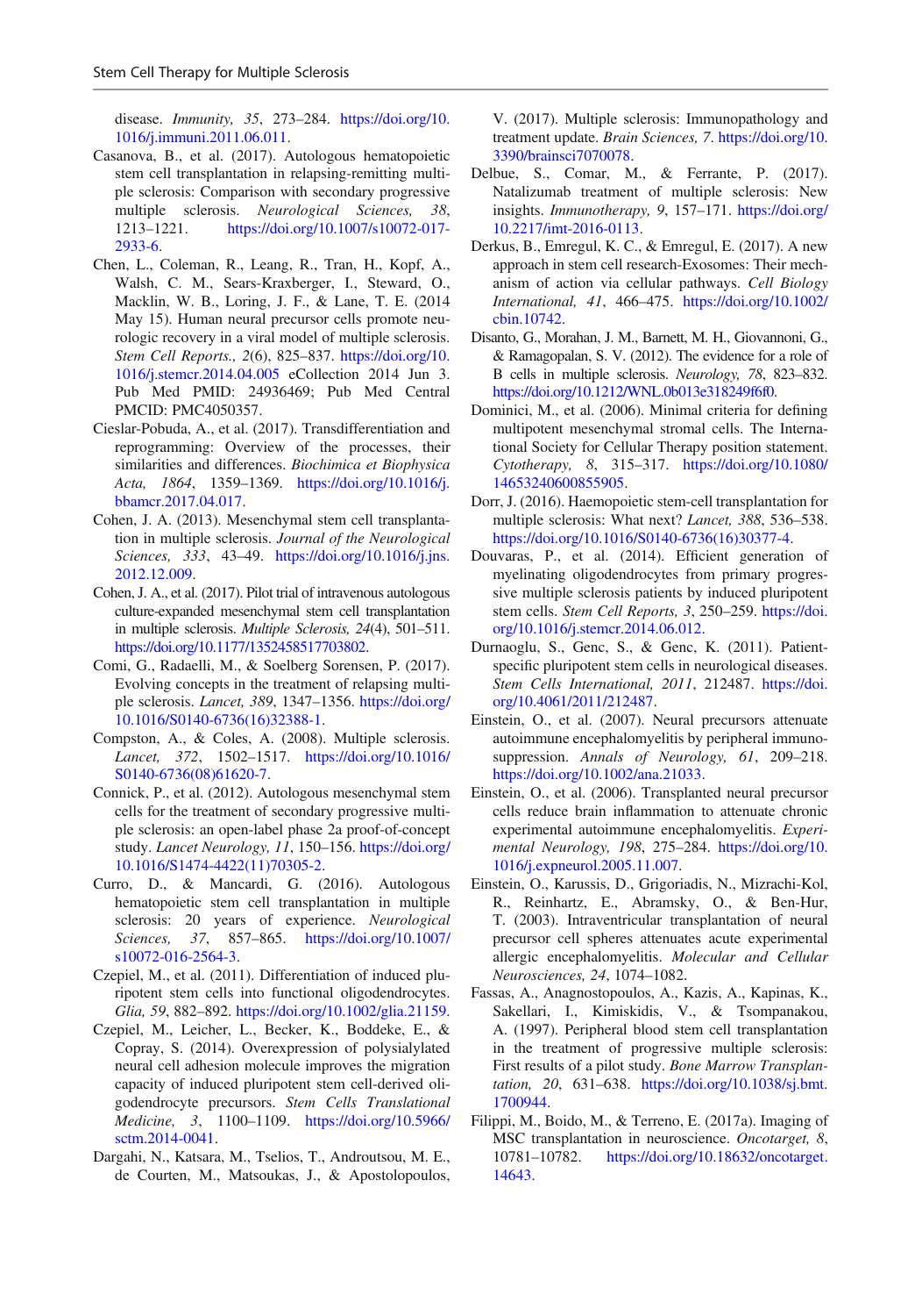disease. *Immunity, 35*, 273–284. https://doi.org/10.1016/j.immuni.2011.06.011.

Casanova, B., et al. (2017). Autologous hematopoietic stem cell transplantation in relapsing-remitting multiple sclerosis: Comparison with secondary progressive multiple sclerosis. *Neurological Sciences, 38*, 1213–1221. https://doi.org/10.1007/s10072-017-2933-6.

Chen, L., Coleman, R., Leang, R., Tran, H., Kopf, A., Walsh, C. M., Sears-Kraxberger, I., Steward, O., Macklin, W. B., Loring, J. F., & Lane, T. E. (2014 May 15). Human neural precursor cells promote neurologic recovery in a viral model of multiple sclerosis. *Stem Cell Reports., 2*(6), 825–837. https://doi.org/10.1016/j.stemcr.2014.04.005 eCollection 2014 Jun 3. Pub Med PMID: 24936469; Pub Med Central PMCID: PMC4050357.

Cieslar-Pobuda, A., et al. (2017). Transdifferentiation and reprogramming: Overview of the processes, their similarities and differences. *Biochimica et Biophysica Acta, 1864*, 1359–1369. https://doi.org/10.1016/j.bbamcr.2017.04.017.

Cohen, J. A. (2013). Mesenchymal stem cell transplantation in multiple sclerosis. *Journal of the Neurological Sciences, 333*, 43–49. https://doi.org/10.1016/j.jns.2012.12.009.

Cohen, J. A., et al. (2017). Pilot trial of intravenous autologous culture-expanded mesenchymal stem cell transplantation in multiple sclerosis. *Multiple Sclerosis, 24*(4), 501–511. https://doi.org/10.1177/1352458517703802.

Comi, G., Radaelli, M., & Soelberg Sorensen, P. (2017). Evolving concepts in the treatment of relapsing multiple sclerosis. *Lancet, 389*, 1347–1356. https://doi.org/10.1016/S0140-6736(16)32388-1.

Compston, A., & Coles, A. (2008). Multiple sclerosis. *Lancet, 372*, 1502–1517. https://doi.org/10.1016/S0140-6736(08)61620-7.

Connick, P., et al. (2012). Autologous mesenchymal stem cells for the treatment of secondary progressive multiple sclerosis: an open-label phase 2a proof-of-concept study. *Lancet Neurology, 11*, 150–156. https://doi.org/10.1016/S1474-4422(11)70305-2.

Curro, D., & Mancardi, G. (2016). Autologous hematopoietic stem cell transplantation in multiple sclerosis: 20 years of experience. *Neurological Sciences, 37*, 857–865. https://doi.org/10.1007/s10072-016-2564-3.

Czepiel, M., et al. (2011). Differentiation of induced pluripotent stem cells into functional oligodendrocytes. *Glia, 59*, 882–892. https://doi.org/10.1002/glia.21159.

Czepiel, M., Leicher, L., Becker, K., Boddeke, E., & Copray, S. (2014). Overexpression of polysialylated neural cell adhesion molecule improves the migration capacity of induced pluripotent stem cell-derived oligodendrocyte precursors. *Stem Cells Translational Medicine, 3*, 1100–1109. https://doi.org/10.5966/sctm.2014-0041.

Dargahi, N., Katsara, M., Tselios, T., Androutsou, M. E., de Courten, M., Matsoukas, J., & Apostolopoulos, V. (2017). Multiple sclerosis: Immunopathology and treatment update. *Brain Sciences, 7*. https://doi.org/10.3390/brainsci7070078.

Delbue, S., Comar, M., & Ferrante, P. (2017). Natalizumab treatment of multiple sclerosis: New insights. *Immunotherapy, 9*, 157–171. https://doi.org/10.2217/imt-2016-0113.

Derkus, B., Emregul, K. C., & Emregul, E. (2017). A new approach in stem cell research-Exosomes: Their mechanism of action via cellular pathways. *Cell Biology International, 41*, 466–475. https://doi.org/10.1002/cbin.10742.

Disanto, G., Morahan, J. M., Barnett, M. H., Giovannoni, G., & Ramagopalan, S. V. (2012). The evidence for a role of B cells in multiple sclerosis. *Neurology, 78*, 823–832. https://doi.org/10.1212/WNL.0b013e318249f6f0.

Dominici, M., et al. (2006). Minimal criteria for defining multipotent mesenchymal stromal cells. The International Society for Cellular Therapy position statement. *Cytotherapy, 8*, 315–317. https://doi.org/10.1080/14653240600855905.

Dorr, J. (2016). Haemopoietic stem-cell transplantation for multiple sclerosis: What next? *Lancet, 388*, 536–538. https://doi.org/10.1016/S0140-6736(16)30377-4.

Douvaras, P., et al. (2014). Efficient generation of myelinating oligodendrocytes from primary progressive multiple sclerosis patients by induced pluripotent stem cells. *Stem Cell Reports, 3*, 250–259. https://doi.org/10.1016/j.stemcr.2014.06.012.

Durnaoglu, S., Genc, S., & Genc, K. (2011). Patient-specific pluripotent stem cells in neurological diseases. *Stem Cells International, 2011*, 212487. https://doi.org/10.4061/2011/212487.

Einstein, O., et al. (2007). Neural precursors attenuate autoimmune encephalomyelitis by peripheral immunosuppression. *Annals of Neurology, 61*, 209–218. https://doi.org/10.1002/ana.21033.

Einstein, O., et al. (2006). Transplanted neural precursor cells reduce brain inflammation to attenuate chronic experimental autoimmune encephalomyelitis. *Experimental Neurology, 198*, 275–284. https://doi.org/10.1016/j.expneurol.2005.11.007.

Einstein, O., Karussis, D., Grigoriadis, N., Mizrachi-Kol, R., Reinhartz, E., Abramsky, O., & Ben-Hur, T. (2003). Intraventricular transplantation of neural precursor cell spheres attenuates acute experimental allergic encephalomyelitis. *Molecular and Cellular Neurosciences, 24*, 1074–1082.

Fassas, A., Anagnostopoulos, A., Kazis, A., Kapinas, K., Sakellari, I., Kimiskidis, V., & Tsompanakou, A. (1997). Peripheral blood stem cell transplantation in the treatment of progressive multiple sclerosis: First results of a pilot study. *Bone Marrow Transplantation, 20*, 631–638. https://doi.org/10.1038/sj.bmt.1700944.

Filippi, M., Boido, M., & Terreno, E. (2017a). Imaging of MSC transplantation in neuroscience. *Oncotarget, 8*, 10781–10782. https://doi.org/10.18632/oncotarget.14643.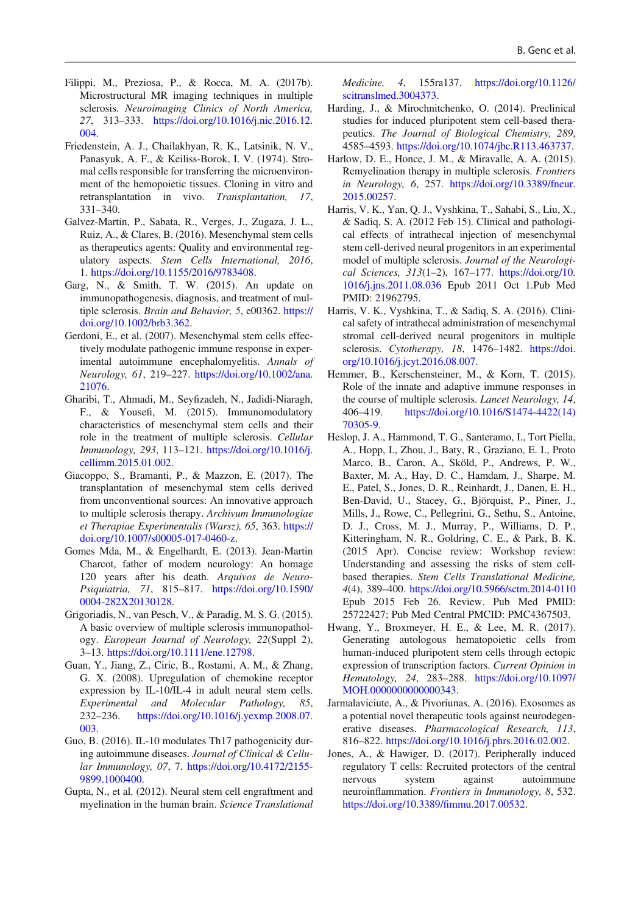Filippi, M., Preziosa, P., & Rocca, M. A. (2017b). Microstructural MR imaging techniques in multiple sclerosis. *Neuroimaging Clinics of North America, 27*, 313–333. https://doi.org/10.1016/j.nic.2016.12.004.

Friedenstein, A. J., Chailakhyan, R. K., Latsinik, N. V., Panasyuk, A. F., & Keiliss-Borok, I. V. (1974). Stromal cells responsible for transferring the microenvironment of the hemopoietic tissues. Cloning in vitro and retransplantation in vivo. *Transplantation, 17*, 331–340.

Galvez-Martin, P., Sabata, R., Verges, J., Zugaza, J. L., Ruiz, A., & Clares, B. (2016). Mesenchymal stem cells as therapeutics agents: Quality and environmental regulatory aspects. *Stem Cells International, 2016*, 1. https://doi.org/10.1155/2016/9783408.

Garg, N., & Smith, T. W. (2015). An update on immunopathogenesis, diagnosis, and treatment of multiple sclerosis. *Brain and Behavior, 5*, e00362. https://doi.org/10.1002/brb3.362.

Gerdoni, E., et al. (2007). Mesenchymal stem cells effectively modulate pathogenic immune response in experimental autoimmune encephalomyelitis. *Annals of Neurology, 61*, 219–227. https://doi.org/10.1002/ana.21076.

Gharibi, T., Ahmadi, M., Seyfizadeh, N., Jadidi-Niaragh, F., & Yousefi, M. (2015). Immunomodulatory characteristics of mesenchymal stem cells and their role in the treatment of multiple sclerosis. *Cellular Immunology, 293*, 113–121. https://doi.org/10.1016/j.cellimm.2015.01.002.

Giacoppo, S., Bramanti, P., & Mazzon, E. (2017). The transplantation of mesenchymal stem cells derived from unconventional sources: An innovative approach to multiple sclerosis therapy. *Archivum Immunologiae et Therapiae Experimentalis (Warsz), 65*, 363. https://doi.org/10.1007/s00005-017-0460-z.

Gomes Mda, M., & Engelhardt, E. (2013). Jean-Martin Charcot, father of modern neurology: An homage 120 years after his death. *Arquivos de Neuro-Psiquiatria, 71*, 815–817. https://doi.org/10.1590/0004-282X20130128.

Grigoriadis, N., van Pesch, V., & Paradig, M. S. G. (2015). A basic overview of multiple sclerosis immunopathology. *European Journal of Neurology, 22*(Suppl 2), 3–13. https://doi.org/10.1111/ene.12798.

Guan, Y., Jiang, Z., Ciric, B., Rostami, A. M., & Zhang, G. X. (2008). Upregulation of chemokine receptor expression by IL-10/IL-4 in adult neural stem cells. *Experimental and Molecular Pathology, 85*, 232–236. https://doi.org/10.1016/j.yexmp.2008.07.003.

Guo, B. (2016). IL-10 modulates Th17 pathogenicity during autoimmune diseases. *Journal of Clinical & Cellular Immunology, 07*, 7. https://doi.org/10.4172/2155-9899.1000400.

Gupta, N., et al. (2012). Neural stem cell engraftment and myelination in the human brain. *Science Translational Medicine, 4*, 155ra137. https://doi.org/10.1126/scitranslmed.3004373.

Harding, J., & Mirochnitchenko, O. (2014). Preclinical studies for induced pluripotent stem cell-based therapeutics. *The Journal of Biological Chemistry, 289*, 4585–4593. https://doi.org/10.1074/jbc.R113.463737.

Harlow, D. E., Honce, J. M., & Miravalle, A. A. (2015). Remyelination therapy in multiple sclerosis. *Frontiers in Neurology, 6*, 257. https://doi.org/10.3389/fneur.2015.00257.

Harris, V. K., Yan, Q. J., Vyshkina, T., Sahabi, S., Liu, X., & Sadiq, S. A. (2012 Feb 15). Clinical and pathological effects of intrathecal injection of mesenchymal stem cell-derived neural progenitors in an experimental model of multiple sclerosis. *Journal of the Neurological Sciences, 313*(1–2), 167–177. https://doi.org/10.1016/j.jns.2011.08.036 Epub 2011 Oct 1.Pub Med PMID: 21962795.

Harris, V. K., Vyshkina, T., & Sadiq, S. A. (2016). Clinical safety of intrathecal administration of mesenchymal stromal cell-derived neural progenitors in multiple sclerosis. *Cytotherapy, 18*, 1476–1482. https://doi.org/10.1016/j.jcyt.2016.08.007.

Hemmer, B., Kerschensteiner, M., & Korn, T. (2015). Role of the innate and adaptive immune responses in the course of multiple sclerosis. *Lancet Neurology, 14*, 406–419. https://doi.org/10.1016/S1474-4422(14)70305-9.

Heslop, J. A., Hammond, T. G., Santeramo, I., Tort Piella, A., Hopp, I., Zhou, J., Baty, R., Graziano, E. I., Proto Marco, B., Caron, A., Sköld, P., Andrews, P. W., Baxter, M. A., Hay, D. C., Hamdam, J., Sharpe, M. E., Patel, S., Jones, D. R., Reinhardt, J., Danen, E. H., Ben-David, U., Stacey, G., Björquist, P., Piner, J., Mills, J., Rowe, C., Pellegrini, G., Sethu, S., Antoine, D. J., Cross, M. J., Murray, P., Williams, D. P., Kitteringham, N. R., Goldring, C. E., & Park, B. K. (2015 Apr). Concise review: Workshop review: Understanding and assessing the risks of stem cell-based therapies. *Stem Cells Translational Medicine, 4*(4), 389–400. https://doi.org/10.5966/sctm.2014-0110 Epub 2015 Feb 26. Review. Pub Med PMID: 25722427; Pub Med Central PMCID: PMC4367503.

Hwang, Y., Broxmeyer, H. E., & Lee, M. R. (2017). Generating autologous hematopoietic cells from human-induced pluripotent stem cells through ectopic expression of transcription factors. *Current Opinion in Hematology, 24*, 283–288. https://doi.org/10.1097/MOH.0000000000000343.

Jarmalaviciute, A., & Pivoriunas, A. (2016). Exosomes as a potential novel therapeutic tools against neurodegenerative diseases. *Pharmacological Research, 113*, 816–822. https://doi.org/10.1016/j.phrs.2016.02.002.

Jones, A., & Hawiger, D. (2017). Peripherally induced regulatory T cells: Recruited protectors of the central nervous system against autoimmune neuroinflammation. *Frontiers in Immunology, 8*, 532. https://doi.org/10.3389/fimmu.2017.00532.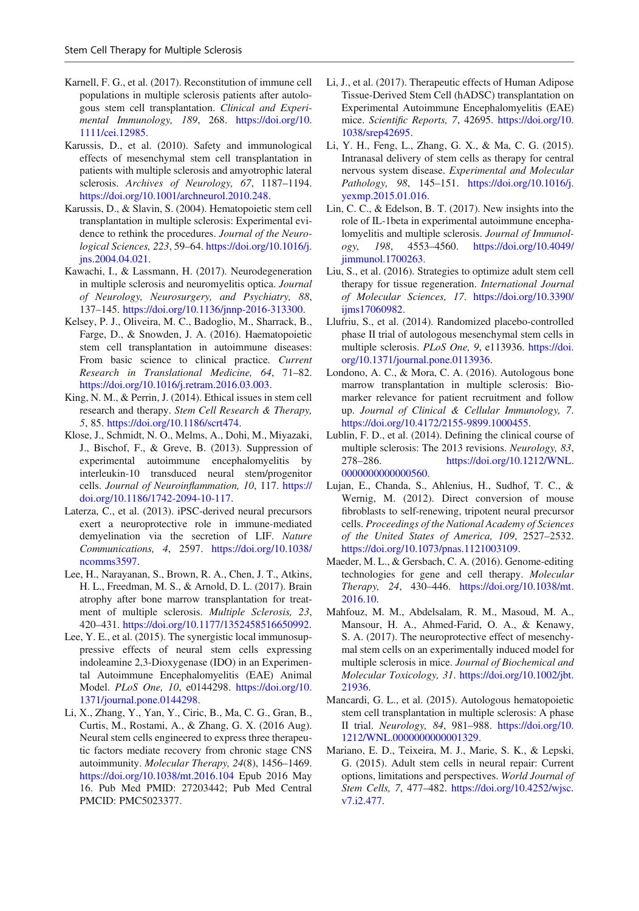Karnell, F. G., et al. (2017). Reconstitution of immune cell populations in multiple sclerosis patients after autologous stem cell transplantation. *Clinical and Experimental Immunology, 189*, 268. https://doi.org/10.1111/cei.12985.

Karussis, D., et al. (2010). Safety and immunological effects of mesenchymal stem cell transplantation in patients with multiple sclerosis and amyotrophic lateral sclerosis. *Archives of Neurology, 67*, 1187–1194. https://doi.org/10.1001/archneurol.2010.248.

Karussis, D., & Slavin, S. (2004). Hematopoietic stem cell transplantation in multiple sclerosis: Experimental evidence to rethink the procedures. *Journal of the Neurological Sciences, 223*, 59–64. https://doi.org/10.1016/j.jns.2004.04.021.

Kawachi, I., & Lassmann, H. (2017). Neurodegeneration in multiple sclerosis and neuromyelitis optica. *Journal of Neurology, Neurosurgery, and Psychiatry, 88*, 137–145. https://doi.org/10.1136/jnnp-2016-313300.

Kelsey, P. J., Oliveira, M. C., Badoglio, M., Sharrack, B., Farge, D., & Snowden, J. A. (2016). Haematopoietic stem cell transplantation in autoimmune diseases: From basic science to clinical practice. *Current Research in Translational Medicine, 64*, 71–82. https://doi.org/10.1016/j.retram.2016.03.003.

King, N. M., & Perrin, J. (2014). Ethical issues in stem cell research and therapy. *Stem Cell Research & Therapy, 5*, 85. https://doi.org/10.1186/scrt474.

Klose, J., Schmidt, N. O., Melms, A., Dohi, M., Miyazaki, J., Bischof, F., & Greve, B. (2013). Suppression of experimental autoimmune encephalomyelitis by interleukin-10 transduced neural stem/progenitor cells. *Journal of Neuroinflammation, 10*, 117. https://doi.org/10.1186/1742-2094-10-117.

Laterza, C., et al. (2013). iPSC-derived neural precursors exert a neuroprotective role in immune-mediated demyelination via the secretion of LIF. *Nature Communications, 4*, 2597. https://doi.org/10.1038/ncomms3597.

Lee, H., Narayanan, S., Brown, R. A., Chen, J. T., Atkins, H. L., Freedman, M. S., & Arnold, D. L. (2017). Brain atrophy after bone marrow transplantation for treatment of multiple sclerosis. *Multiple Sclerosis, 23*, 420–431. https://doi.org/10.1177/1352458516650992.

Lee, Y. E., et al. (2015). The synergistic local immunosuppressive effects of neural stem cells expressing indoleamine 2,3-Dioxygenase (IDO) in an Experimental Autoimmune Encephalomyelitis (EAE) Animal Model. *PLoS One, 10*, e0144298. https://doi.org/10.1371/journal.pone.0144298.

Li, X., Zhang, Y., Yan, Y., Ciric, B., Ma, C. G., Gran, B., Curtis, M., Rostami, A., & Zhang, G. X. (2016 Aug). Neural stem cells engineered to express three therapeutic factors mediate recovery from chronic stage CNS autoimmunity. *Molecular Therapy, 24*(8), 1456–1469. https://doi.org/10.1038/mt.2016.104 Epub 2016 May 16. Pub Med PMID: 27203442; Pub Med Central PMCID: PMC5023377.

Li, J., et al. (2017). Therapeutic effects of Human Adipose Tissue-Derived Stem Cell (hADSC) transplantation on Experimental Autoimmune Encephalomyelitis (EAE) mice. *Scientific Reports, 7*, 42695. https://doi.org/10.1038/srep42695.

Li, Y. H., Feng, L., Zhang, G. X., & Ma, C. G. (2015). Intranasal delivery of stem cells as therapy for central nervous system disease. *Experimental and Molecular Pathology, 98*, 145–151. https://doi.org/10.1016/j.yexmp.2015.01.016.

Lin, C. C., & Edelson, B. T. (2017). New insights into the role of IL-1beta in experimental autoimmune encephalomyelitis and multiple sclerosis. *Journal of Immunology, 198*, 4553–4560. https://doi.org/10.4049/jimmunol.1700263.

Liu, S., et al. (2016). Strategies to optimize adult stem cell therapy for tissue regeneration. *International Journal of Molecular Sciences, 17*. https://doi.org/10.3390/ijms17060982.

Llufriu, S., et al. (2014). Randomized placebo-controlled phase II trial of autologous mesenchymal stem cells in multiple sclerosis. *PLoS One, 9*, e113936. https://doi.org/10.1371/journal.pone.0113936.

Londono, A. C., & Mora, C. A. (2016). Autologous bone marrow transplantation in multiple sclerosis: Biomarker relevance for patient recruitment and follow up. *Journal of Clinical & Cellular Immunology, 7*. https://doi.org/10.4172/2155-9899.1000455.

Lublin, F. D., et al. (2014). Defining the clinical course of multiple sclerosis: The 2013 revisions. *Neurology, 83*, 278–286. https://doi.org/10.1212/WNL.0000000000000560.

Lujan, E., Chanda, S., Ahlenius, H., Sudhof, T. C., & Wernig, M. (2012). Direct conversion of mouse fibroblasts to self-renewing, tripotent neural precursor cells. *Proceedings of the National Academy of Sciences of the United States of America, 109*, 2527–2532. https://doi.org/10.1073/pnas.1121003109.

Maeder, M. L., & Gersbach, C. A. (2016). Genome-editing technologies for gene and cell therapy. *Molecular Therapy, 24*, 430–446. https://doi.org/10.1038/mt.2016.10.

Mahfouz, M. M., Abdelsalam, R. M., Masoud, M. A., Mansour, H. A., Ahmed-Farid, O. A., & Kenawy, S. A. (2017). The neuroprotective effect of mesenchymal stem cells on an experimentally induced model for multiple sclerosis in mice. *Journal of Biochemical and Molecular Toxicology, 31*. https://doi.org/10.1002/jbt.21936.

Mancardi, G. L., et al. (2015). Autologous hematopoietic stem cell transplantation in multiple sclerosis: A phase II trial. *Neurology, 84*, 981–988. https://doi.org/10.1212/WNL.0000000000001329.

Mariano, E. D., Teixeira, M. J., Marie, S. K., & Lepski, G. (2015). Adult stem cells in neural repair: Current options, limitations and perspectives. *World Journal of Stem Cells, 7*, 477–482. https://doi.org/10.4252/wjsc.v7.i2.477.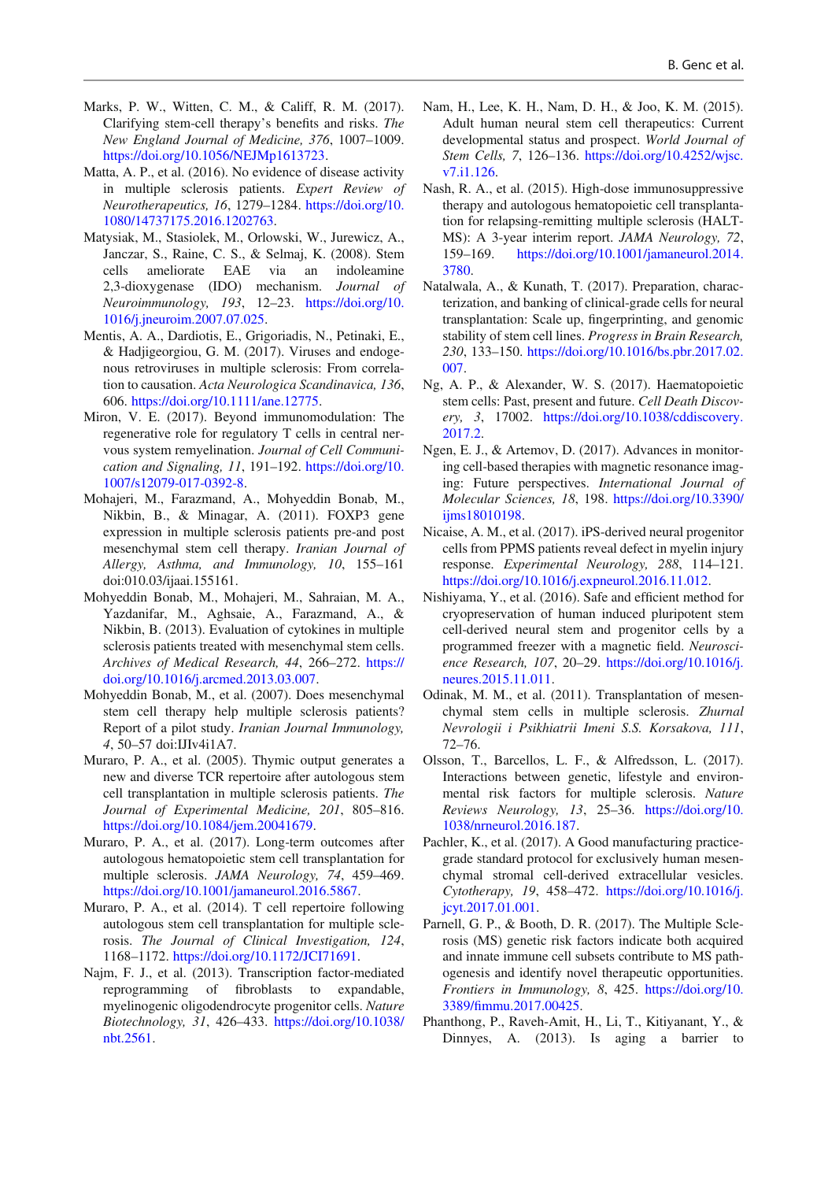Marks, P. W., Witten, C. M., & Califf, R. M. (2017). Clarifying stem-cell therapy's benefits and risks. *The New England Journal of Medicine, 376*, 1007–1009. https://doi.org/10.1056/NEJMp1613723.

Matta, A. P., et al. (2016). No evidence of disease activity in multiple sclerosis patients. *Expert Review of Neurotherapeutics, 16*, 1279–1284. https://doi.org/10.1080/14737175.2016.1202763.

Matysiak, M., Stasiolek, M., Orlowski, W., Jurewicz, A., Janczar, S., Raine, C. S., & Selmaj, K. (2008). Stem cells ameliorate EAE via an indoleamine 2,3-dioxygenase (IDO) mechanism. *Journal of Neuroimmunology, 193*, 12–23. https://doi.org/10.1016/j.jneuroim.2007.07.025.

Mentis, A. A., Dardiotis, E., Grigoriadis, N., Petinaki, E., & Hadjigeorgiou, G. M. (2017). Viruses and endogenous retroviruses in multiple sclerosis: From correlation to causation. *Acta Neurologica Scandinavica, 136*, 606. https://doi.org/10.1111/ane.12775.

Miron, V. E. (2017). Beyond immunomodulation: The regenerative role for regulatory T cells in central nervous system remyelination. *Journal of Cell Communication and Signaling, 11*, 191–192. https://doi.org/10.1007/s12079-017-0392-8.

Mohajeri, M., Farazmand, A., Mohyeddin Bonab, M., Nikbin, B., & Minagar, A. (2011). FOXP3 gene expression in multiple sclerosis patients pre-and post mesenchymal stem cell therapy. *Iranian Journal of Allergy, Asthma, and Immunology, 10*, 155–161 doi:010.03/ijaai.155161.

Mohyeddin Bonab, M., Mohajeri, M., Sahraian, M. A., Yazdanifar, M., Aghsaie, A., Farazmand, A., & Nikbin, B. (2013). Evaluation of cytokines in multiple sclerosis patients treated with mesenchymal stem cells. *Archives of Medical Research, 44*, 266–272. https://doi.org/10.1016/j.arcmed.2013.03.007.

Mohyeddin Bonab, M., et al. (2007). Does mesenchymal stem cell therapy help multiple sclerosis patients? Report of a pilot study. *Iranian Journal Immunology, 4*, 50–57 doi:IJIv4i1A7.

Muraro, P. A., et al. (2005). Thymic output generates a new and diverse TCR repertoire after autologous stem cell transplantation in multiple sclerosis patients. *The Journal of Experimental Medicine, 201*, 805–816. https://doi.org/10.1084/jem.20041679.

Muraro, P. A., et al. (2017). Long-term outcomes after autologous hematopoietic stem cell transplantation for multiple sclerosis. *JAMA Neurology, 74*, 459–469. https://doi.org/10.1001/jamaneurol.2016.5867.

Muraro, P. A., et al. (2014). T cell repertoire following autologous stem cell transplantation for multiple sclerosis. *The Journal of Clinical Investigation, 124*, 1168–1172. https://doi.org/10.1172/JCI71691.

Najm, F. J., et al. (2013). Transcription factor-mediated reprogramming of fibroblasts to expandable, myelinogenic oligodendrocyte progenitor cells. *Nature Biotechnology, 31*, 426–433. https://doi.org/10.1038/nbt.2561.

Nam, H., Lee, K. H., Nam, D. H., & Joo, K. M. (2015). Adult human neural stem cell therapeutics: Current developmental status and prospect. *World Journal of Stem Cells, 7*, 126–136. https://doi.org/10.4252/wjsc.v7.i1.126.

Nash, R. A., et al. (2015). High-dose immunosuppressive therapy and autologous hematopoietic cell transplantation for relapsing-remitting multiple sclerosis (HALT-MS): A 3-year interim report. *JAMA Neurology, 72*, 159–169. https://doi.org/10.1001/jamaneurol.2014.3780.

Natalwala, A., & Kunath, T. (2017). Preparation, characterization, and banking of clinical-grade cells for neural transplantation: Scale up, fingerprinting, and genomic stability of stem cell lines. *Progress in Brain Research, 230*, 133–150. https://doi.org/10.1016/bs.pbr.2017.02.007.

Ng, A. P., & Alexander, W. S. (2017). Haematopoietic stem cells: Past, present and future. *Cell Death Discovery, 3*, 17002. https://doi.org/10.1038/cddiscovery.2017.2.

Ngen, E. J., & Artemov, D. (2017). Advances in monitoring cell-based therapies with magnetic resonance imaging: Future perspectives. *International Journal of Molecular Sciences, 18*, 198. https://doi.org/10.3390/ijms18010198.

Nicaise, A. M., et al. (2017). iPS-derived neural progenitor cells from PPMS patients reveal defect in myelin injury response. *Experimental Neurology, 288*, 114–121. https://doi.org/10.1016/j.expneurol.2016.11.012.

Nishiyama, Y., et al. (2016). Safe and efficient method for cryopreservation of human induced pluripotent stem cell-derived neural stem and progenitor cells by a programmed freezer with a magnetic field. *Neuroscience Research, 107*, 20–29. https://doi.org/10.1016/j.neures.2015.11.011.

Odinak, M. M., et al. (2011). Transplantation of mesenchymal stem cells in multiple sclerosis. *Zhurnal Nevrologii i Psikhiatrii Imeni S.S. Korsakova, 111*, 72–76.

Olsson, T., Barcellos, L. F., & Alfredsson, L. (2017). Interactions between genetic, lifestyle and environmental risk factors for multiple sclerosis. *Nature Reviews Neurology, 13*, 25–36. https://doi.org/10.1038/nrneurol.2016.187.

Pachler, K., et al. (2017). A Good manufacturing practice-grade standard protocol for exclusively human mesenchymal stromal cell-derived extracellular vesicles. *Cytotherapy, 19*, 458–472. https://doi.org/10.1016/j.jcyt.2017.01.001.

Parnell, G. P., & Booth, D. R. (2017). The Multiple Sclerosis (MS) genetic risk factors indicate both acquired and innate immune cell subsets contribute to MS pathogenesis and identify novel therapeutic opportunities. *Frontiers in Immunology, 8*, 425. https://doi.org/10.3389/fimmu.2017.00425.

Phanthong, P., Raveh-Amit, H., Li, T., Kitiyanant, Y., & Dinnyes, A. (2013). Is aging a barrier to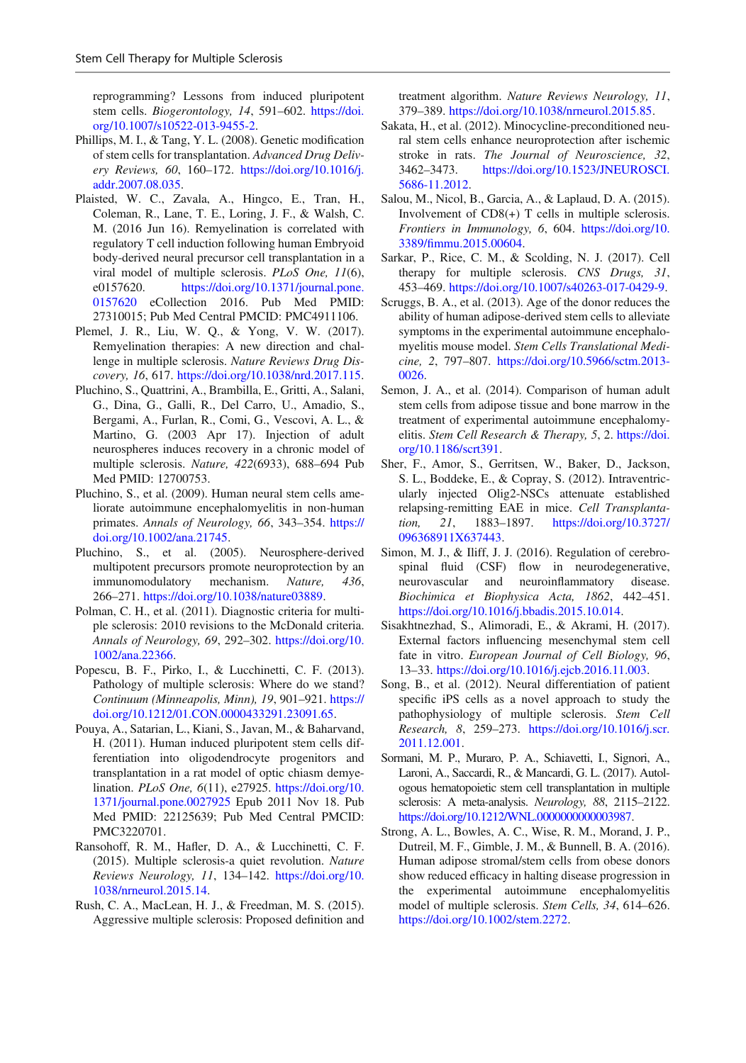reprogramming? Lessons from induced pluripotent stem cells. *Biogerontology, 14*, 591–602. https://doi.org/10.1007/s10522-013-9455-2.

Phillips, M. I., & Tang, Y. L. (2008). Genetic modification of stem cells for transplantation. *Advanced Drug Delivery Reviews, 60*, 160–172. https://doi.org/10.1016/j.addr.2007.08.035.

Plaisted, W. C., Zavala, A., Hingco, E., Tran, H., Coleman, R., Lane, T. E., Loring, J. F., & Walsh, C. M. (2016 Jun 16). Remyelination is correlated with regulatory T cell induction following human Embryoid body-derived neural precursor cell transplantation in a viral model of multiple sclerosis. *PLoS One, 11*(6), e0157620. https://doi.org/10.1371/journal.pone.0157620 eCollection 2016. Pub Med PMID: 27310015; Pub Med Central PMCID: PMC4911106.

Plemel, J. R., Liu, W. Q., & Yong, V. W. (2017). Remyelination therapies: A new direction and challenge in multiple sclerosis. *Nature Reviews Drug Discovery, 16*, 617. https://doi.org/10.1038/nrd.2017.115.

Pluchino, S., Quattrini, A., Brambilla, E., Gritti, A., Salani, G., Dina, G., Galli, R., Del Carro, U., Amadio, S., Bergami, A., Furlan, R., Comi, G., Vescovi, A. L., & Martino, G. (2003 Apr 17). Injection of adult neurospheres induces recovery in a chronic model of multiple sclerosis. *Nature, 422*(6933), 688–694 Pub Med PMID: 12700753.

Pluchino, S., et al. (2009). Human neural stem cells ameliorate autoimmune encephalomyelitis in non-human primates. *Annals of Neurology, 66*, 343–354. https://doi.org/10.1002/ana.21745.

Pluchino, S., et al. (2005). Neurosphere-derived multipotent precursors promote neuroprotection by an immunomodulatory mechanism. *Nature, 436*, 266–271. https://doi.org/10.1038/nature03889.

Polman, C. H., et al. (2011). Diagnostic criteria for multiple sclerosis: 2010 revisions to the McDonald criteria. *Annals of Neurology, 69*, 292–302. https://doi.org/10.1002/ana.22366.

Popescu, B. F., Pirko, I., & Lucchinetti, C. F. (2013). Pathology of multiple sclerosis: Where do we stand? *Continuum (Minneapolis, Minn), 19*, 901–921. https://doi.org/10.1212/01.CON.0000433291.23091.65.

Pouya, A., Satarian, L., Kiani, S., Javan, M., & Baharvand, H. (2011). Human induced pluripotent stem cells differentiation into oligodendrocyte progenitors and transplantation in a rat model of optic chiasm demyelination. *PLoS One, 6*(11), e27925. https://doi.org/10.1371/journal.pone.0027925 Epub 2011 Nov 18. Pub Med PMID: 22125639; Pub Med Central PMCID: PMC3220701.

Ransohoff, R. M., Hafler, D. A., & Lucchinetti, C. F. (2015). Multiple sclerosis-a quiet revolution. *Nature Reviews Neurology, 11*, 134–142. https://doi.org/10.1038/nrneurol.2015.14.

Rush, C. A., MacLean, H. J., & Freedman, M. S. (2015). Aggressive multiple sclerosis: Proposed definition and treatment algorithm. *Nature Reviews Neurology, 11*, 379–389. https://doi.org/10.1038/nrneurol.2015.85.

Sakata, H., et al. (2012). Minocycline-preconditioned neural stem cells enhance neuroprotection after ischemic stroke in rats. *The Journal of Neuroscience, 32*, 3462–3473. https://doi.org/10.1523/JNEUROSCI.5686-11.2012.

Salou, M., Nicol, B., Garcia, A., & Laplaud, D. A. (2015). Involvement of CD8(+) T cells in multiple sclerosis. *Frontiers in Immunology, 6*, 604. https://doi.org/10.3389/fimmu.2015.00604.

Sarkar, P., Rice, C. M., & Scolding, N. J. (2017). Cell therapy for multiple sclerosis. *CNS Drugs, 31*, 453–469. https://doi.org/10.1007/s40263-017-0429-9.

Scruggs, B. A., et al. (2013). Age of the donor reduces the ability of human adipose-derived stem cells to alleviate symptoms in the experimental autoimmune encephalomyelitis mouse model. *Stem Cells Translational Medicine, 2*, 797–807. https://doi.org/10.5966/sctm.2013-0026.

Semon, J. A., et al. (2014). Comparison of human adult stem cells from adipose tissue and bone marrow in the treatment of experimental autoimmune encephalomyelitis. *Stem Cell Research & Therapy, 5*, 2. https://doi.org/10.1186/scrt391.

Sher, F., Amor, S., Gerritsen, W., Baker, D., Jackson, S. L., Boddeke, E., & Copray, S. (2012). Intraventricularly injected Olig2-NSCs attenuate established relapsing-remitting EAE in mice. *Cell Transplantation, 21*, 1883–1897. https://doi.org/10.3727/096368911X637443.

Simon, M. J., & Iliff, J. J. (2016). Regulation of cerebrospinal fluid (CSF) flow in neurodegenerative, neurovascular and neuroinflammatory disease. *Biochimica et Biophysica Acta, 1862*, 442–451. https://doi.org/10.1016/j.bbadis.2015.10.014.

Sisakhtnezhad, S., Alimoradi, E., & Akrami, H. (2017). External factors influencing mesenchymal stem cell fate in vitro. *European Journal of Cell Biology, 96*, 13–33. https://doi.org/10.1016/j.ejcb.2016.11.003.

Song, B., et al. (2012). Neural differentiation of patient specific iPS cells as a novel approach to study the pathophysiology of multiple sclerosis. *Stem Cell Research, 8*, 259–273. https://doi.org/10.1016/j.scr.2011.12.001.

Sormani, M. P., Muraro, P. A., Schiavetti, I., Signori, A., Laroni, A., Saccardi, R., & Mancardi, G. L. (2017). Autologous hematopoietic stem cell transplantation in multiple sclerosis: A meta-analysis. *Neurology, 88*, 2115–2122. https://doi.org/10.1212/WNL.0000000000003987.

Strong, A. L., Bowles, A. C., Wise, R. M., Morand, J. P., Dutreil, M. F., Gimble, J. M., & Bunnell, B. A. (2016). Human adipose stromal/stem cells from obese donors show reduced efficacy in halting disease progression in the experimental autoimmune encephalomyelitis model of multiple sclerosis. *Stem Cells, 34*, 614–626. https://doi.org/10.1002/stem.2272.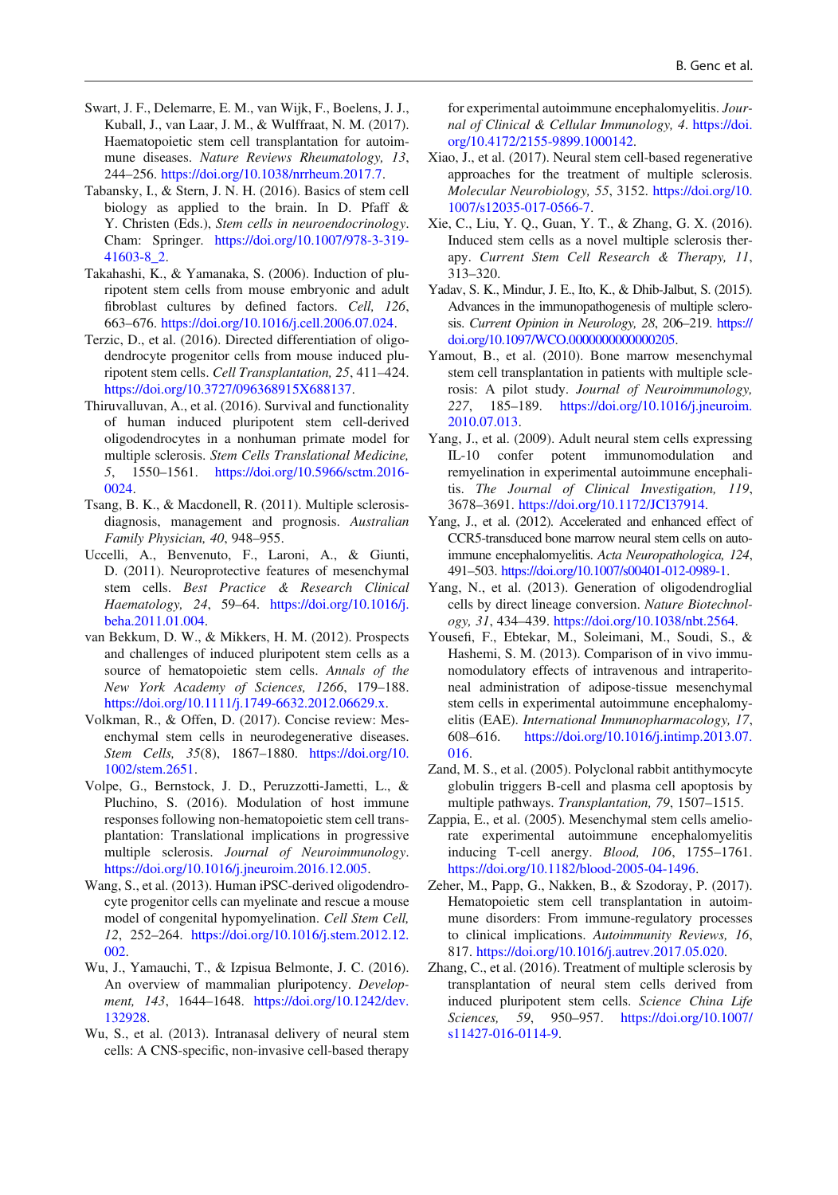Swart, J. F., Delemarre, E. M., van Wijk, F., Boelens, J. J., Kuball, J., van Laar, J. M., & Wulffraat, N. M. (2017). Haematopoietic stem cell transplantation for autoimmune diseases. *Nature Reviews Rheumatology, 13*, 244–256. https://doi.org/10.1038/nrrheum.2017.7.

Tabansky, I., & Stern, J. N. H. (2016). Basics of stem cell biology as applied to the brain. In D. Pfaff & Y. Christen (Eds.), *Stem cells in neuroendocrinology*. Cham: Springer. https://doi.org/10.1007/978-3-319-41603-8_2.

Takahashi, K., & Yamanaka, S. (2006). Induction of pluripotent stem cells from mouse embryonic and adult fibroblast cultures by defined factors. *Cell, 126*, 663–676. https://doi.org/10.1016/j.cell.2006.07.024.

Terzic, D., et al. (2016). Directed differentiation of oligodendrocyte progenitor cells from mouse induced pluripotent stem cells. *Cell Transplantation, 25*, 411–424. https://doi.org/10.3727/096368915X688137.

Thiruvalluvan, A., et al. (2016). Survival and functionality of human induced pluripotent stem cell-derived oligodendrocytes in a nonhuman primate model for multiple sclerosis. *Stem Cells Translational Medicine, 5*, 1550–1561. https://doi.org/10.5966/sctm.2016-0024.

Tsang, B. K., & Macdonell, R. (2011). Multiple sclerosis- diagnosis, management and prognosis. *Australian Family Physician, 40*, 948–955.

Uccelli, A., Benvenuto, F., Laroni, A., & Giunti, D. (2011). Neuroprotective features of mesenchymal stem cells. *Best Practice & Research Clinical Haematology, 24*, 59–64. https://doi.org/10.1016/j.beha.2011.01.004.

van Bekkum, D. W., & Mikkers, H. M. (2012). Prospects and challenges of induced pluripotent stem cells as a source of hematopoietic stem cells. *Annals of the New York Academy of Sciences, 1266*, 179–188. https://doi.org/10.1111/j.1749-6632.2012.06629.x.

Volkman, R., & Offen, D. (2017). Concise review: Mesenchymal stem cells in neurodegenerative diseases. *Stem Cells, 35*(8), 1867–1880. https://doi.org/10.1002/stem.2651.

Volpe, G., Bernstock, J. D., Peruzzotti-Jametti, L., & Pluchino, S. (2016). Modulation of host immune responses following non-hematopoietic stem cell transplantation: Translational implications in progressive multiple sclerosis. *Journal of Neuroimmunology*. https://doi.org/10.1016/j.jneuroim.2016.12.005.

Wang, S., et al. (2013). Human iPSC-derived oligodendrocyte progenitor cells can myelinate and rescue a mouse model of congenital hypomyelination. *Cell Stem Cell, 12*, 252–264. https://doi.org/10.1016/j.stem.2012.12.002.

Wu, J., Yamauchi, T., & Izpisua Belmonte, J. C. (2016). An overview of mammalian pluripotency. *Development, 143*, 1644–1648. https://doi.org/10.1242/dev.132928.

Wu, S., et al. (2013). Intranasal delivery of neural stem cells: A CNS-specific, non-invasive cell-based therapy for experimental autoimmune encephalomyelitis. *Journal of Clinical & Cellular Immunology, 4*. https://doi.org/10.4172/2155-9899.1000142.

Xiao, J., et al. (2017). Neural stem cell-based regenerative approaches for the treatment of multiple sclerosis. *Molecular Neurobiology, 55*, 3152. https://doi.org/10.1007/s12035-017-0566-7.

Xie, C., Liu, Y. Q., Guan, Y. T., & Zhang, G. X. (2016). Induced stem cells as a novel multiple sclerosis therapy. *Current Stem Cell Research & Therapy, 11*, 313–320.

Yadav, S. K., Mindur, J. E., Ito, K., & Dhib-Jalbut, S. (2015). Advances in the immunopathogenesis of multiple sclerosis. *Current Opinion in Neurology, 28*, 206–219. https://doi.org/10.1097/WCO.0000000000000205.

Yamout, B., et al. (2010). Bone marrow mesenchymal stem cell transplantation in patients with multiple sclerosis: A pilot study. *Journal of Neuroimmunology, 227*, 185–189. https://doi.org/10.1016/j.jneuroim.2010.07.013.

Yang, J., et al. (2009). Adult neural stem cells expressing IL-10 confer potent immunomodulation and remyelination in experimental autoimmune encephalitis. *The Journal of Clinical Investigation, 119*, 3678–3691. https://doi.org/10.1172/JCI37914.

Yang, J., et al. (2012). Accelerated and enhanced effect of CCR5-transduced bone marrow neural stem cells on autoimmune encephalomyelitis. *Acta Neuropathologica, 124*, 491–503. https://doi.org/10.1007/s00401-012-0989-1.

Yang, N., et al. (2013). Generation of oligodendroglial cells by direct lineage conversion. *Nature Biotechnology, 31*, 434–439. https://doi.org/10.1038/nbt.2564.

Yousefi, F., Ebtekar, M., Soleimani, M., Soudi, S., & Hashemi, S. M. (2013). Comparison of in vivo immunomodulatory effects of intravenous and intraperitoneal administration of adipose-tissue mesenchymal stem cells in experimental autoimmune encephalomyelitis (EAE). *International Immunopharmacology, 17*, 608–616. https://doi.org/10.1016/j.intimp.2013.07.016.

Zand, M. S., et al. (2005). Polyclonal rabbit antithymocyte globulin triggers B-cell and plasma cell apoptosis by multiple pathways. *Transplantation, 79*, 1507–1515.

Zappia, E., et al. (2005). Mesenchymal stem cells ameliorate experimental autoimmune encephalomyelitis inducing T-cell anergy. *Blood, 106*, 1755–1761. https://doi.org/10.1182/blood-2005-04-1496.

Zeher, M., Papp, G., Nakken, B., & Szodoray, P. (2017). Hematopoietic stem cell transplantation in autoimmune disorders: From immune-regulatory processes to clinical implications. *Autoimmunity Reviews, 16*, 817. https://doi.org/10.1016/j.autrev.2017.05.020.

Zhang, C., et al. (2016). Treatment of multiple sclerosis by transplantation of neural stem cells derived from induced pluripotent stem cells. *Science China Life Sciences, 59*, 950–957. https://doi.org/10.1007/s11427-016-0114-9.